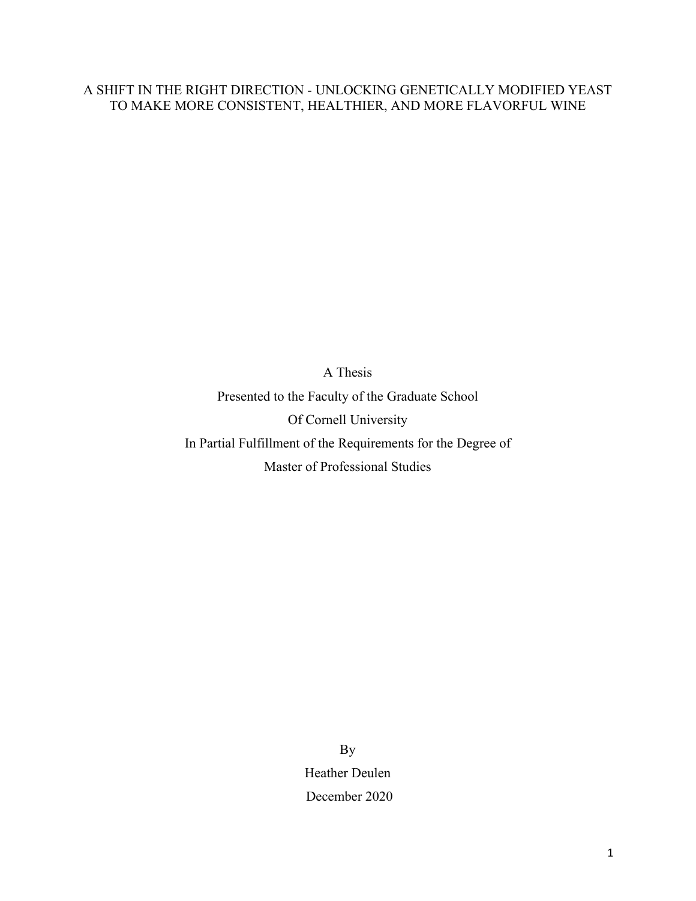# A SHIFT IN THE RIGHT DIRECTION - UNLOCKING GENETICALLY MODIFIED YEAST TO MAKE MORE CONSISTENT, HEALTHIER, AND MORE FLAVORFUL WINE

A Thesis

Presented to the Faculty of the Graduate School

Of Cornell University

In Partial Fulfillment of the Requirements for the Degree of

Master of Professional Studies

By

Heather Deulen

December 2020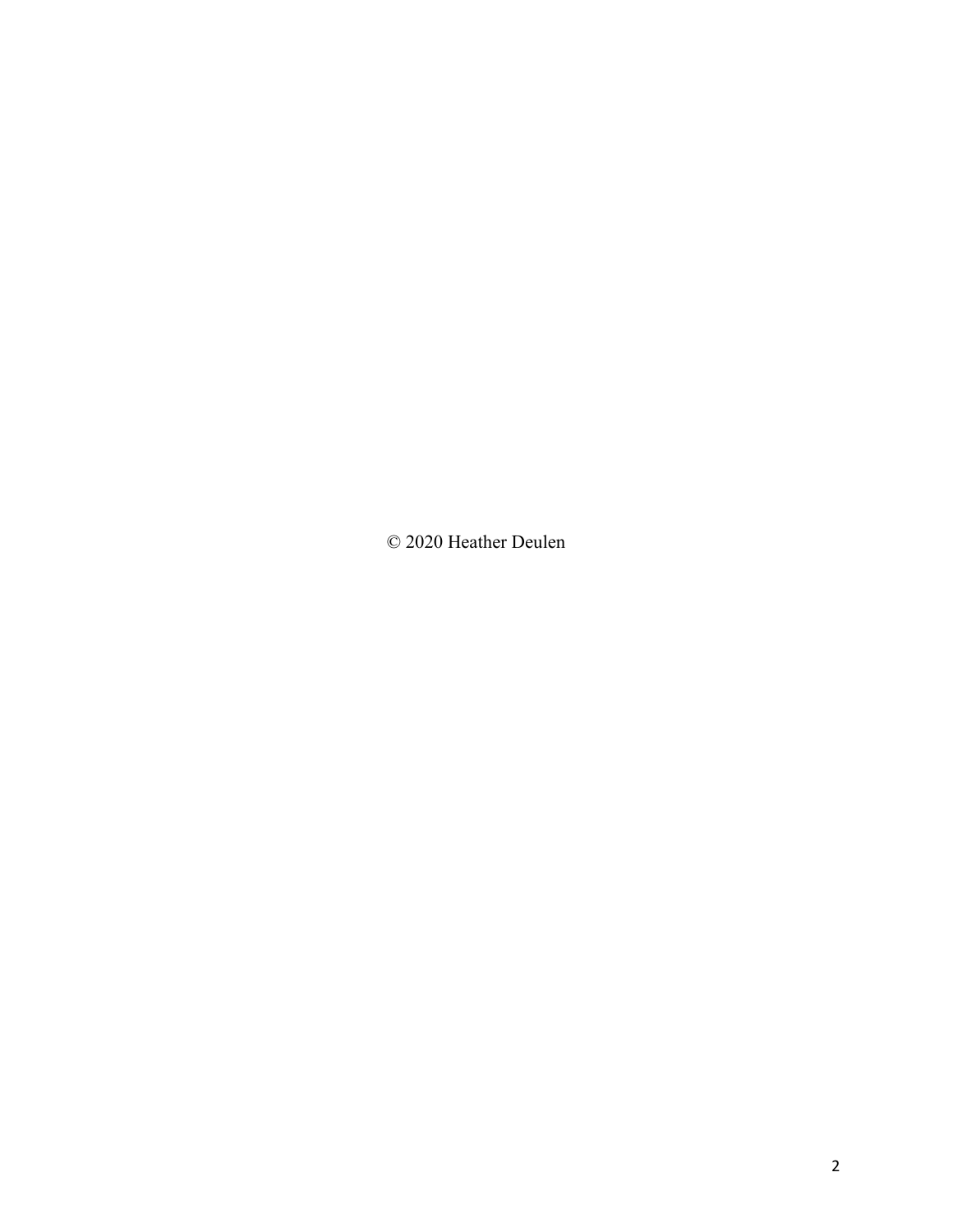© 2020 Heather Deulen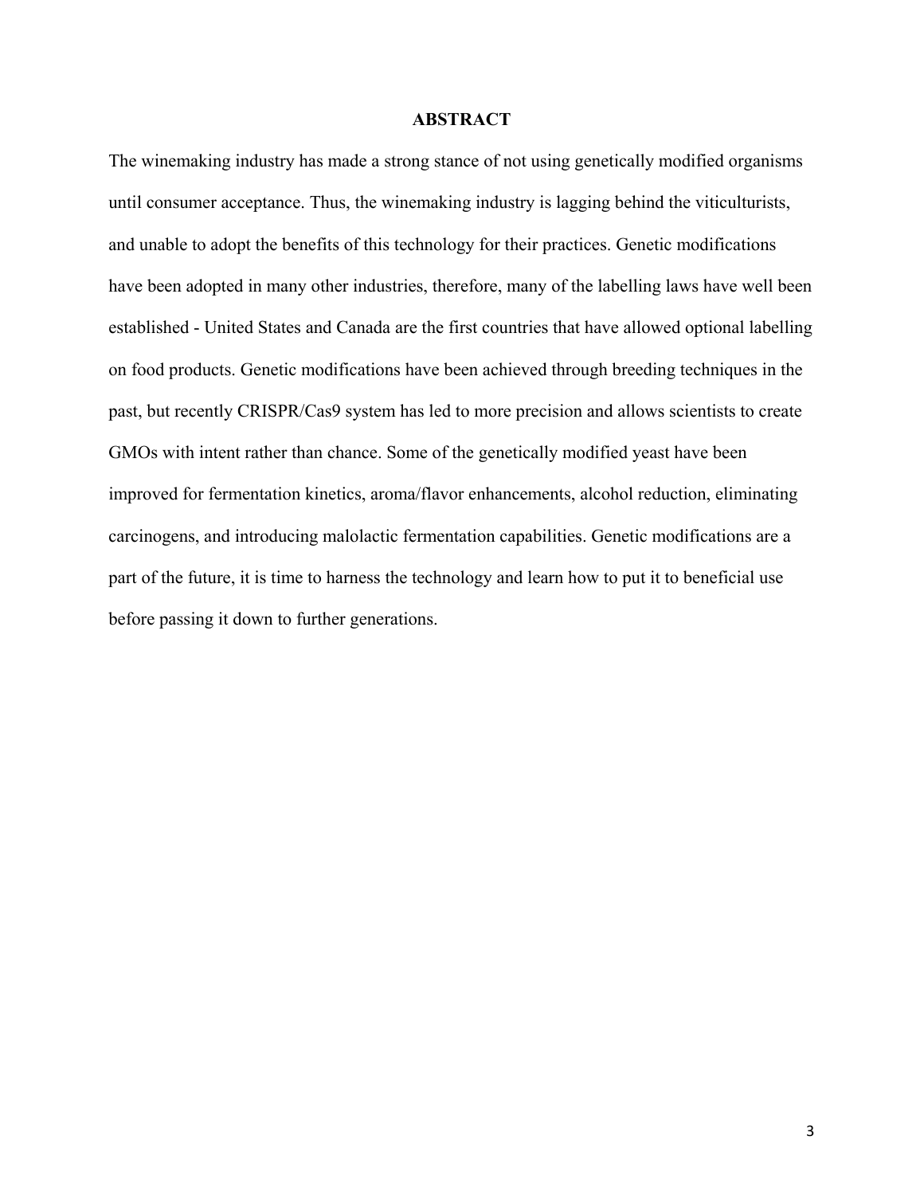## ABSTRACT

The winemaking industry has made a strong stance of not using genetically modified organisms until consumer acceptance. Thus, the winemaking industry is lagging behind the viticulturists, and unable to adopt the benefits of this technology for their practices. Genetic modifications have been adopted in many other industries, therefore, many of the labelling laws have well been established - United States and Canada are the first countries that have allowed optional labelling on food products. Genetic modifications have been achieved through breeding techniques in the past, but recently CRISPR/Cas9 system has led to more precision and allows scientists to create GMOs with intent rather than chance. Some of the genetically modified yeast have been improved for fermentation kinetics, aroma/flavor enhancements, alcohol reduction, eliminating carcinogens, and introducing malolactic fermentation capabilities. Genetic modifications are a part of the future, it is time to harness the technology and learn how to put it to beneficial use before passing it down to further generations.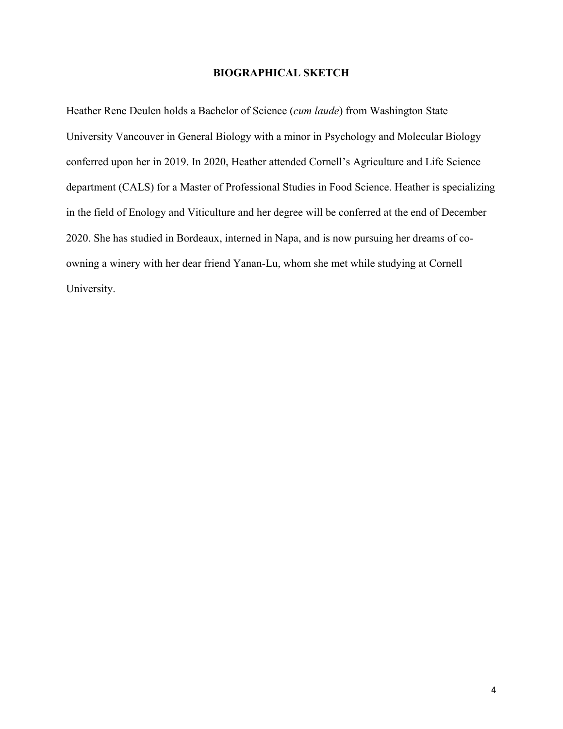# BIOGRAPHICAL SKETCH

Heather Rene Deulen holds a Bachelor of Science (*cum laude*) from Washington State University Vancouver in General Biology with a minor in Psychology and Molecular Biology conferred upon her in 2019. In 2020, Heather attended Cornell's Agriculture and Life Science department (CALS) for a Master of Professional Studies in Food Science. Heather is specializing in the field of Enology and Viticulture and her degree will be conferred at the end of December 2020. She has studied in Bordeaux, interned in Napa, and is now pursuing her dreams of co-owning a winery with her dear friend Yanan-Lu, whom she met while studying at Cornell University.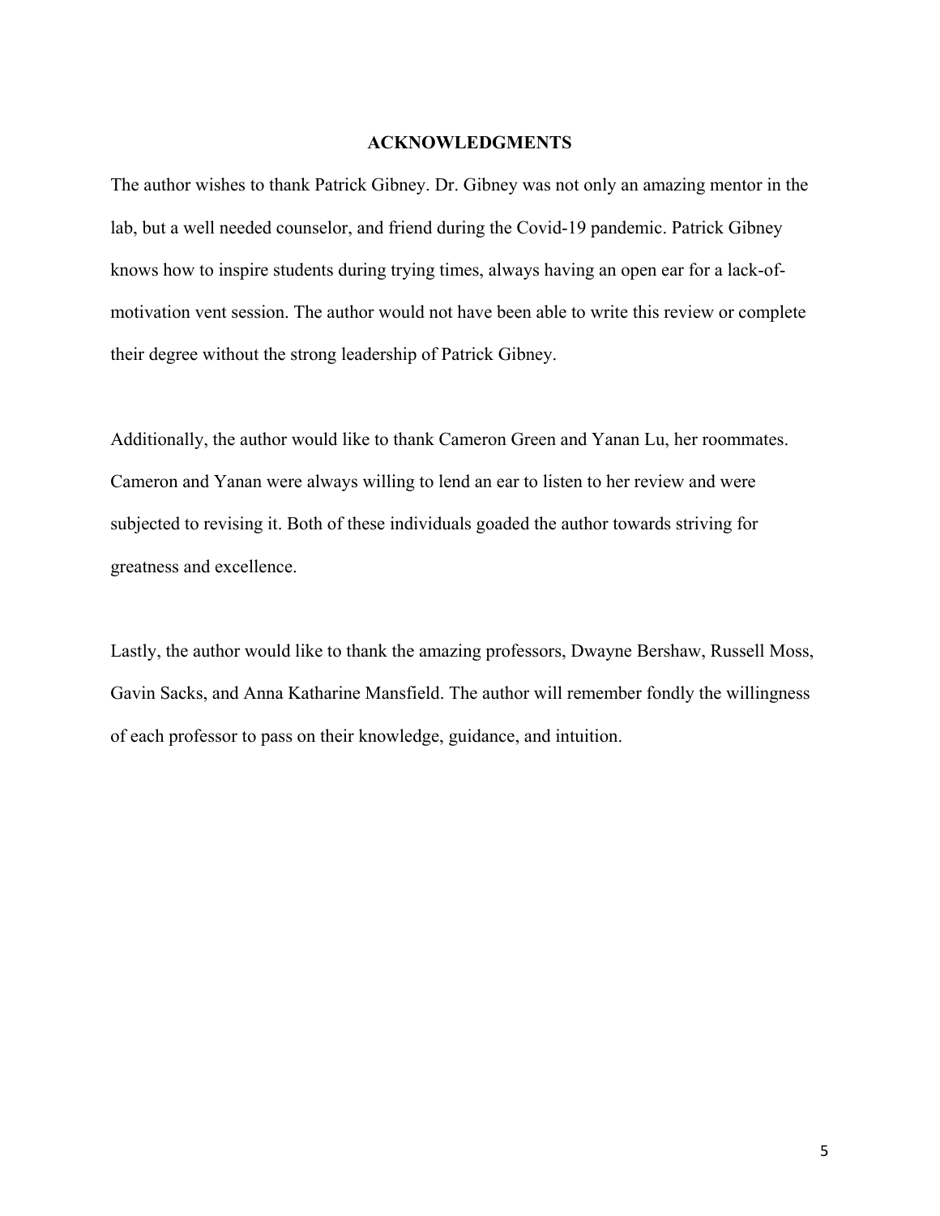## ACKNOWLEDGMENTS

The author wishes to thank Patrick Gibney. Dr. Gibney was not only an amazing mentor in the lab, but a well needed counselor, and friend during the Covid-19 pandemic. Patrick Gibney knows how to inspire students during trying times, always having an open ear for a lack-of-motivation vent session. The author would not have been able to write this review or complete their degree without the strong leadership of Patrick Gibney.

Additionally, the author would like to thank Cameron Green and Yanan Lu, her roommates. Cameron and Yanan were always willing to lend an ear to listen to her review and were subjected to revising it. Both of these individuals goaded the author towards striving for greatness and excellence.

Lastly, the author would like to thank the amazing professors, Dwayne Bershaw, Russell Moss, Gavin Sacks, and Anna Katharine Mansfield. The author will remember fondly the willingness of each professor to pass on their knowledge, guidance, and intuition.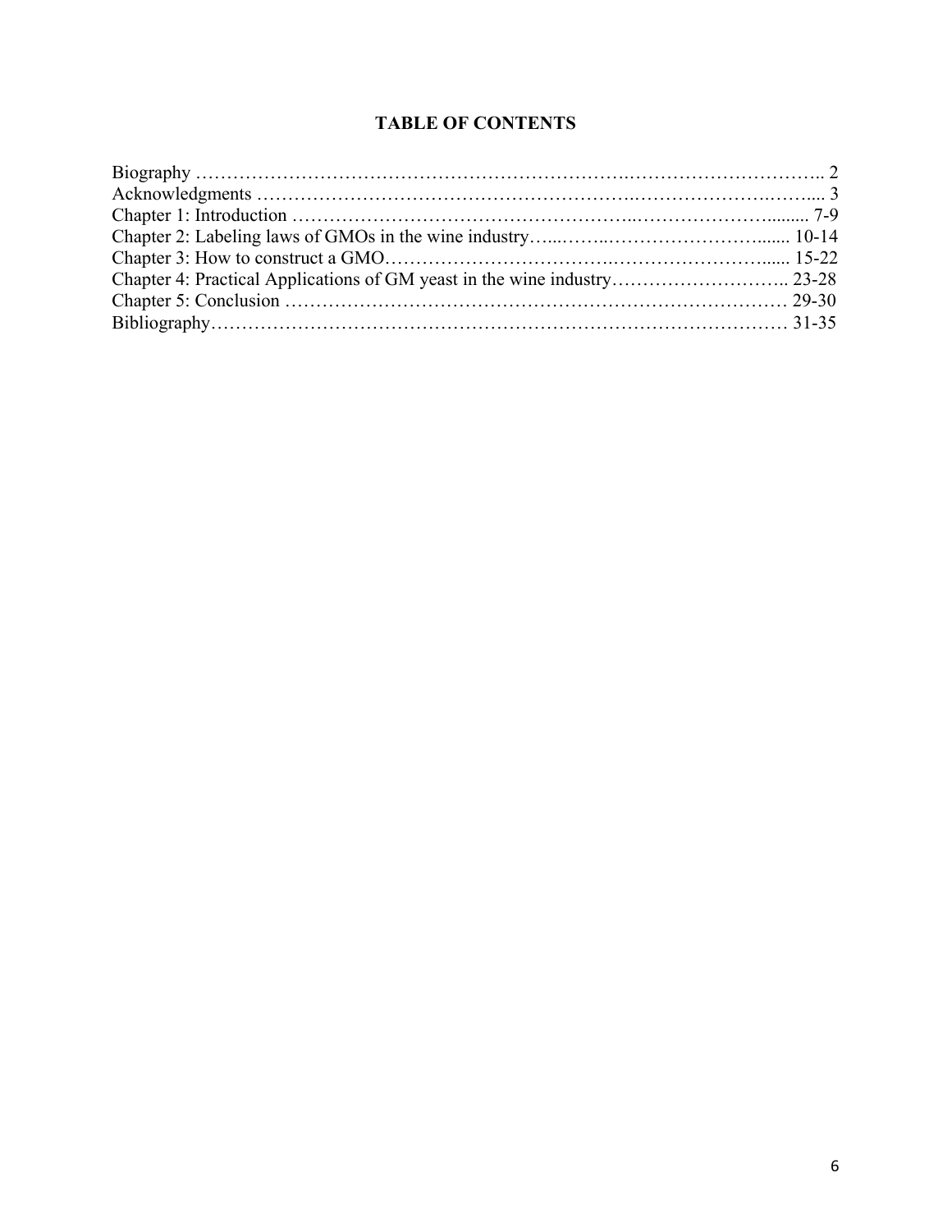# TABLE OF CONTENTS

Biography …………………………………………………………………………………………………….. 2
Acknowledgments …………………………………………………………………………………………... 3
Chapter 1: Introduction ………………………………………………………………………………......... 7-9
Chapter 2: Labeling laws of GMOs in the wine industry…...……..……………………….......... 10-14
Chapter 3: How to construct a GMO……………………………….…………………………...... 15-22
Chapter 4: Practical Applications of GM yeast in the wine industry……………………….. 23-28
Chapter 5: Conclusion ………………………………………………………………………… 29-30
Bibliography…………………………………………………………………………………… 31-35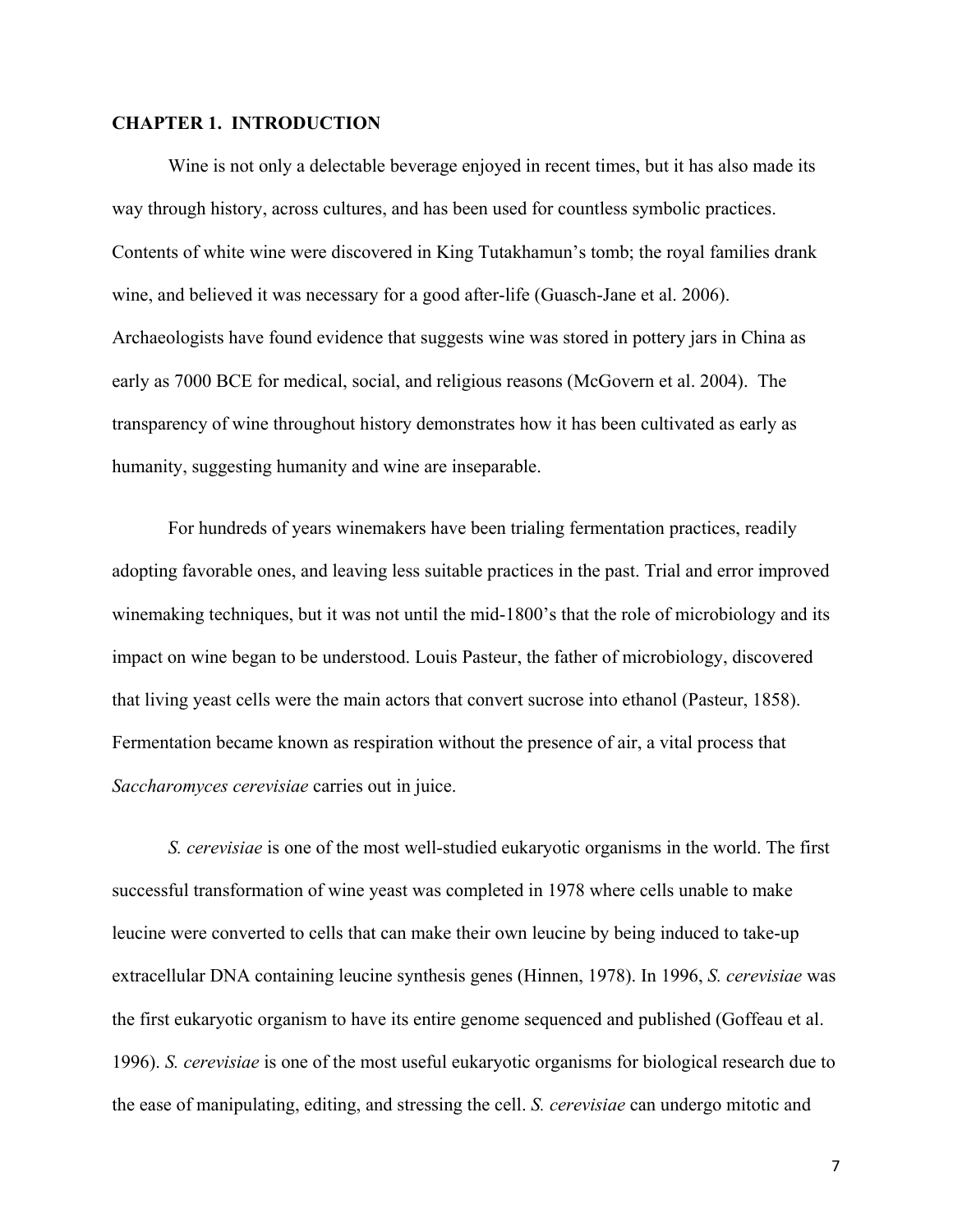# CHAPTER 1. INTRODUCTION

Wine is not only a delectable beverage enjoyed in recent times, but it has also made its way through history, across cultures, and has been used for countless symbolic practices. Contents of white wine were discovered in King Tutakhamun's tomb; the royal families drank wine, and believed it was necessary for a good after-life (Guasch-Jane et al. 2006). Archaeologists have found evidence that suggests wine was stored in pottery jars in China as early as 7000 BCE for medical, social, and religious reasons (McGovern et al. 2004). The transparency of wine throughout history demonstrates how it has been cultivated as early as humanity, suggesting humanity and wine are inseparable.

For hundreds of years winemakers have been trialing fermentation practices, readily adopting favorable ones, and leaving less suitable practices in the past. Trial and error improved winemaking techniques, but it was not until the mid-1800's that the role of microbiology and its impact on wine began to be understood. Louis Pasteur, the father of microbiology, discovered that living yeast cells were the main actors that convert sucrose into ethanol (Pasteur, 1858). Fermentation became known as respiration without the presence of air, a vital process that *Saccharomyces cerevisiae* carries out in juice.

*S. cerevisiae* is one of the most well-studied eukaryotic organisms in the world. The first successful transformation of wine yeast was completed in 1978 where cells unable to make leucine were converted to cells that can make their own leucine by being induced to take-up extracellular DNA containing leucine synthesis genes (Hinnen, 1978). In 1996, *S. cerevisiae* was the first eukaryotic organism to have its entire genome sequenced and published (Goffeau et al. 1996). *S. cerevisiae* is one of the most useful eukaryotic organisms for biological research due to the ease of manipulating, editing, and stressing the cell. *S. cerevisiae* can undergo mitotic and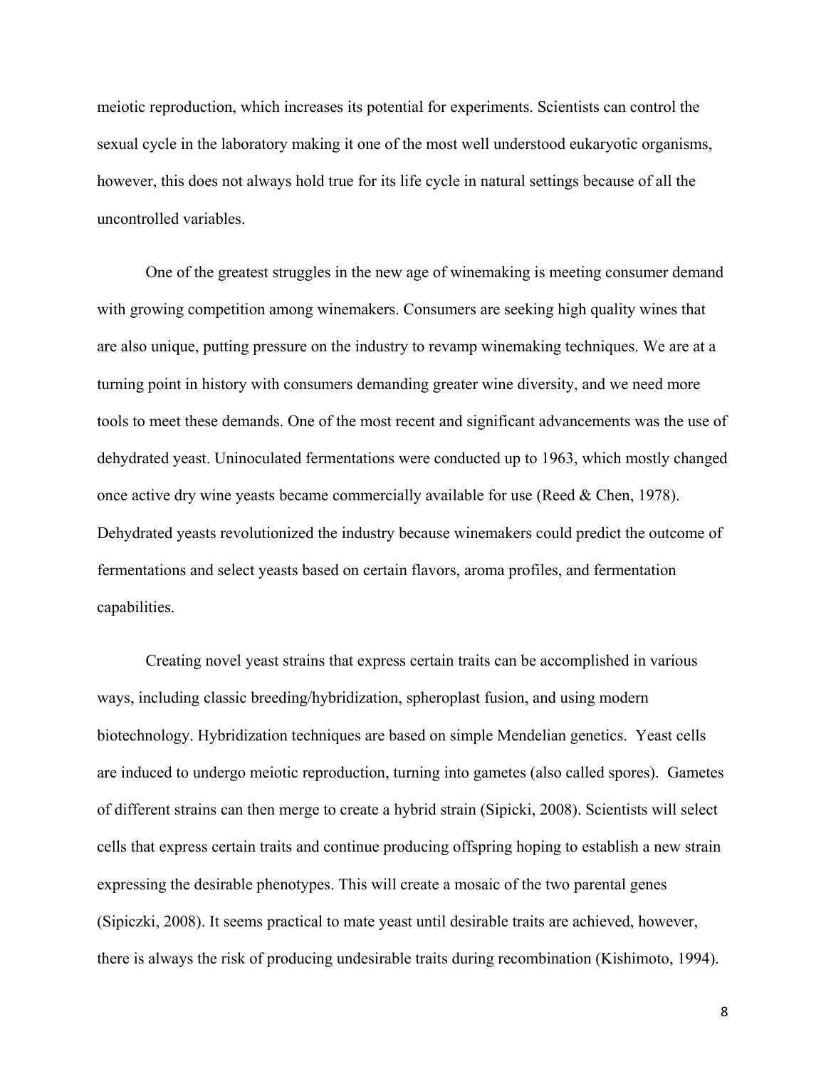meiotic reproduction, which increases its potential for experiments. Scientists can control the sexual cycle in the laboratory making it one of the most well understood eukaryotic organisms, however, this does not always hold true for its life cycle in natural settings because of all the uncontrolled variables.

One of the greatest struggles in the new age of winemaking is meeting consumer demand with growing competition among winemakers. Consumers are seeking high quality wines that are also unique, putting pressure on the industry to revamp winemaking techniques. We are at a turning point in history with consumers demanding greater wine diversity, and we need more tools to meet these demands. One of the most recent and significant advancements was the use of dehydrated yeast. Uninoculated fermentations were conducted up to 1963, which mostly changed once active dry wine yeasts became commercially available for use (Reed & Chen, 1978). Dehydrated yeasts revolutionized the industry because winemakers could predict the outcome of fermentations and select yeasts based on certain flavors, aroma profiles, and fermentation capabilities.

Creating novel yeast strains that express certain traits can be accomplished in various ways, including classic breeding/hybridization, spheroplast fusion, and using modern biotechnology. Hybridization techniques are based on simple Mendelian genetics. Yeast cells are induced to undergo meiotic reproduction, turning into gametes (also called spores). Gametes of different strains can then merge to create a hybrid strain (Sipicki, 2008). Scientists will select cells that express certain traits and continue producing offspring hoping to establish a new strain expressing the desirable phenotypes. This will create a mosaic of the two parental genes (Sipiczki, 2008). It seems practical to mate yeast until desirable traits are achieved, however, there is always the risk of producing undesirable traits during recombination (Kishimoto, 1994).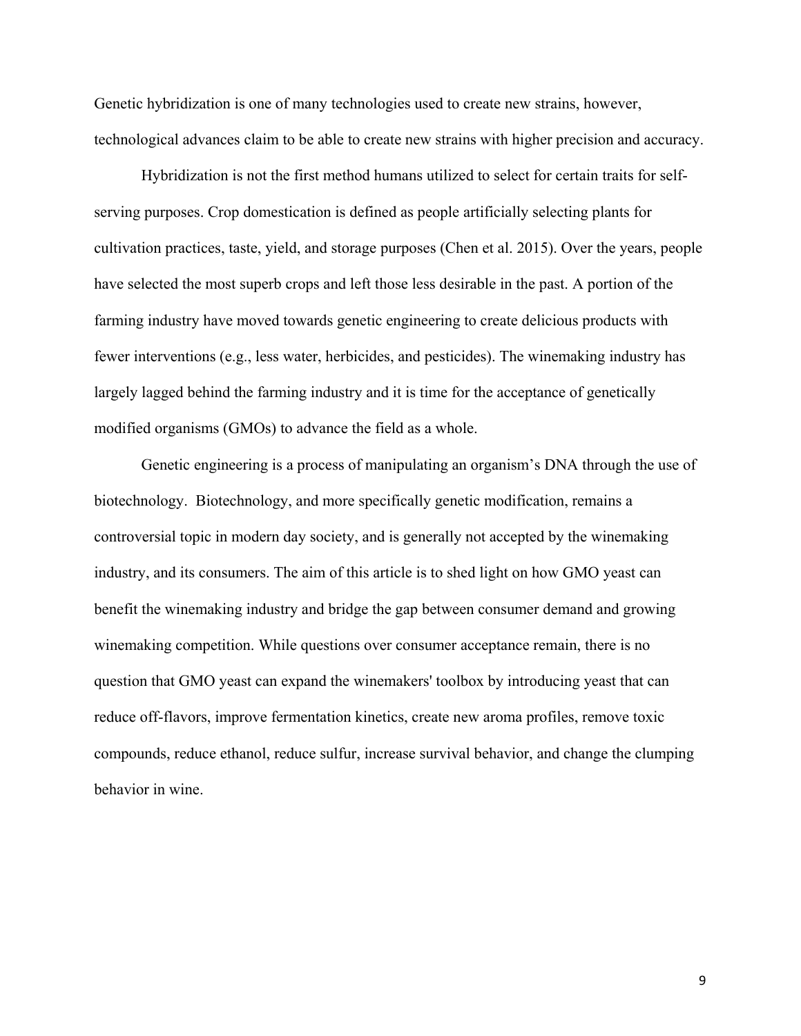Genetic hybridization is one of many technologies used to create new strains, however, technological advances claim to be able to create new strains with higher precision and accuracy.

Hybridization is not the first method humans utilized to select for certain traits for self-serving purposes. Crop domestication is defined as people artificially selecting plants for cultivation practices, taste, yield, and storage purposes (Chen et al. 2015). Over the years, people have selected the most superb crops and left those less desirable in the past. A portion of the farming industry have moved towards genetic engineering to create delicious products with fewer interventions (e.g., less water, herbicides, and pesticides). The winemaking industry has largely lagged behind the farming industry and it is time for the acceptance of genetically modified organisms (GMOs) to advance the field as a whole.

Genetic engineering is a process of manipulating an organism's DNA through the use of biotechnology. Biotechnology, and more specifically genetic modification, remains a controversial topic in modern day society, and is generally not accepted by the winemaking industry, and its consumers. The aim of this article is to shed light on how GMO yeast can benefit the winemaking industry and bridge the gap between consumer demand and growing winemaking competition. While questions over consumer acceptance remain, there is no question that GMO yeast can expand the winemakers' toolbox by introducing yeast that can reduce off-flavors, improve fermentation kinetics, create new aroma profiles, remove toxic compounds, reduce ethanol, reduce sulfur, increase survival behavior, and change the clumping behavior in wine.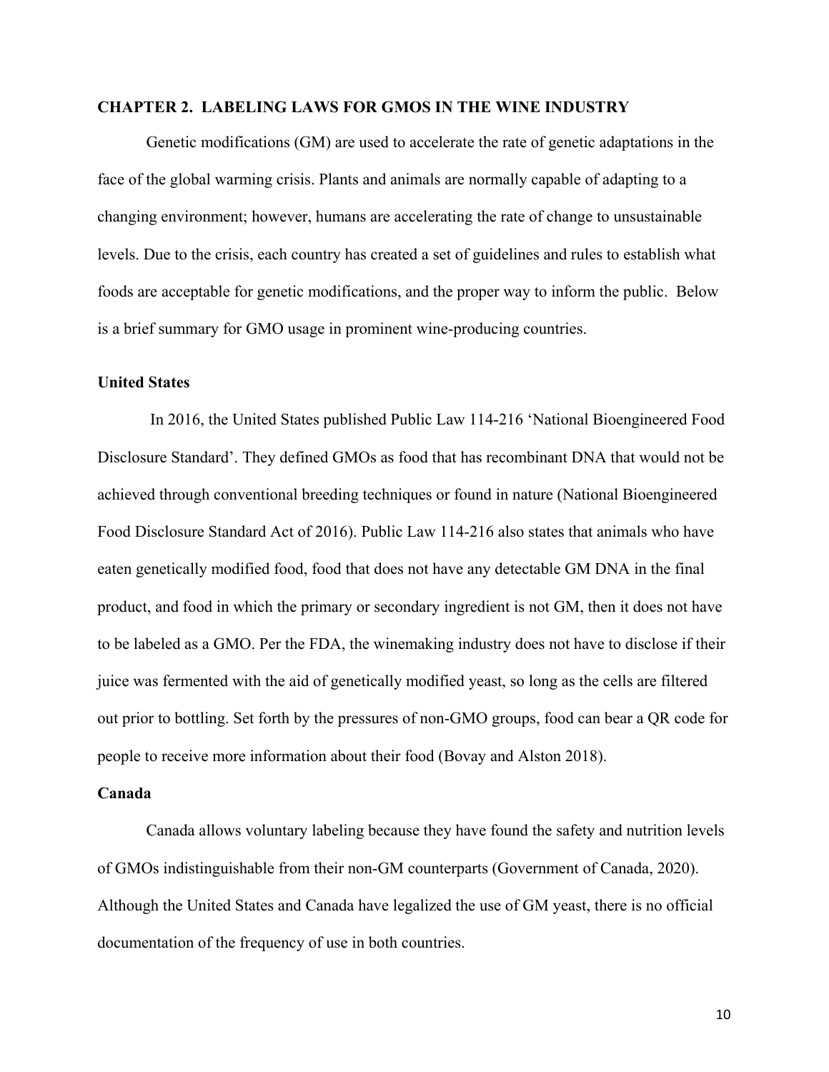## CHAPTER 2. LABELING LAWS FOR GMOS IN THE WINE INDUSTRY

Genetic modifications (GM) are used to accelerate the rate of genetic adaptations in the face of the global warming crisis. Plants and animals are normally capable of adapting to a changing environment; however, humans are accelerating the rate of change to unsustainable levels. Due to the crisis, each country has created a set of guidelines and rules to establish what foods are acceptable for genetic modifications, and the proper way to inform the public. Below is a brief summary for GMO usage in prominent wine-producing countries.

### United States

In 2016, the United States published Public Law 114-216 'National Bioengineered Food Disclosure Standard'. They defined GMOs as food that has recombinant DNA that would not be achieved through conventional breeding techniques or found in nature (National Bioengineered Food Disclosure Standard Act of 2016). Public Law 114-216 also states that animals who have eaten genetically modified food, food that does not have any detectable GM DNA in the final product, and food in which the primary or secondary ingredient is not GM, then it does not have to be labeled as a GMO. Per the FDA, the winemaking industry does not have to disclose if their juice was fermented with the aid of genetically modified yeast, so long as the cells are filtered out prior to bottling. Set forth by the pressures of non-GMO groups, food can bear a QR code for people to receive more information about their food (Bovay and Alston 2018).

### Canada

Canada allows voluntary labeling because they have found the safety and nutrition levels of GMOs indistinguishable from their non-GM counterparts (Government of Canada, 2020). Although the United States and Canada have legalized the use of GM yeast, there is no official documentation of the frequency of use in both countries.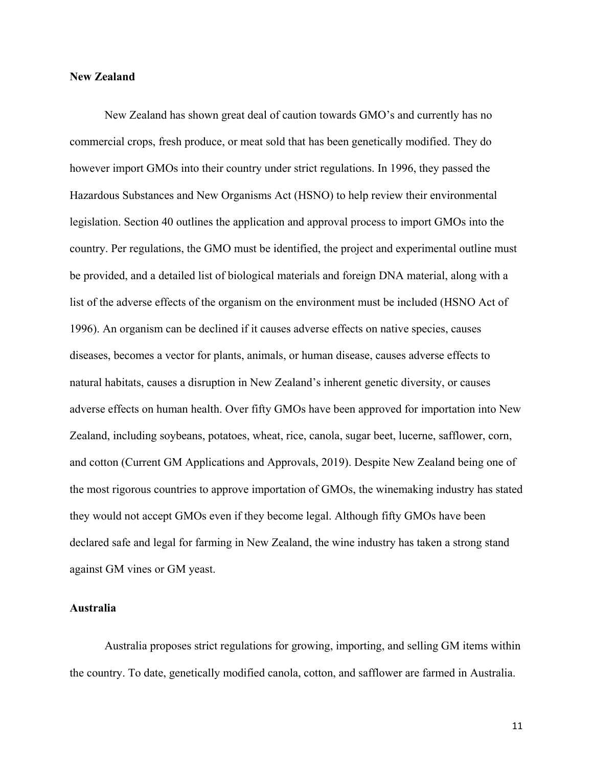**New Zealand**

New Zealand has shown great deal of caution towards GMO's and currently has no commercial crops, fresh produce, or meat sold that has been genetically modified. They do however import GMOs into their country under strict regulations. In 1996, they passed the Hazardous Substances and New Organisms Act (HSNO) to help review their environmental legislation. Section 40 outlines the application and approval process to import GMOs into the country. Per regulations, the GMO must be identified, the project and experimental outline must be provided, and a detailed list of biological materials and foreign DNA material, along with a list of the adverse effects of the organism on the environment must be included (HSNO Act of 1996). An organism can be declined if it causes adverse effects on native species, causes diseases, becomes a vector for plants, animals, or human disease, causes adverse effects to natural habitats, causes a disruption in New Zealand's inherent genetic diversity, or causes adverse effects on human health. Over fifty GMOs have been approved for importation into New Zealand, including soybeans, potatoes, wheat, rice, canola, sugar beet, lucerne, safflower, corn, and cotton (Current GM Applications and Approvals, 2019). Despite New Zealand being one of the most rigorous countries to approve importation of GMOs, the winemaking industry has stated they would not accept GMOs even if they become legal. Although fifty GMOs have been declared safe and legal for farming in New Zealand, the wine industry has taken a strong stand against GM vines or GM yeast.

**Australia**

Australia proposes strict regulations for growing, importing, and selling GM items within the country. To date, genetically modified canola, cotton, and safflower are farmed in Australia.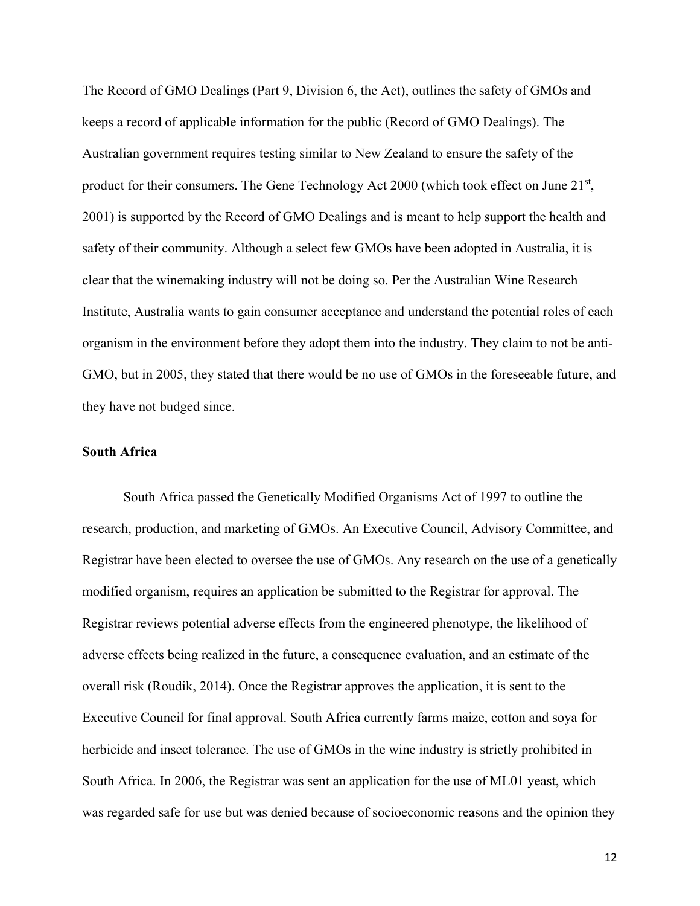The Record of GMO Dealings (Part 9, Division 6, the Act), outlines the safety of GMOs and keeps a record of applicable information for the public (Record of GMO Dealings). The Australian government requires testing similar to New Zealand to ensure the safety of the product for their consumers. The Gene Technology Act 2000 (which took effect on June 21st, 2001) is supported by the Record of GMO Dealings and is meant to help support the health and safety of their community. Although a select few GMOs have been adopted in Australia, it is clear that the winemaking industry will not be doing so. Per the Australian Wine Research Institute, Australia wants to gain consumer acceptance and understand the potential roles of each organism in the environment before they adopt them into the industry. They claim to not be anti-GMO, but in 2005, they stated that there would be no use of GMOs in the foreseeable future, and they have not budged since.

**South Africa**

South Africa passed the Genetically Modified Organisms Act of 1997 to outline the research, production, and marketing of GMOs. An Executive Council, Advisory Committee, and Registrar have been elected to oversee the use of GMOs. Any research on the use of a genetically modified organism, requires an application be submitted to the Registrar for approval. The Registrar reviews potential adverse effects from the engineered phenotype, the likelihood of adverse effects being realized in the future, a consequence evaluation, and an estimate of the overall risk (Roudik, 2014). Once the Registrar approves the application, it is sent to the Executive Council for final approval. South Africa currently farms maize, cotton and soya for herbicide and insect tolerance. The use of GMOs in the wine industry is strictly prohibited in South Africa. In 2006, the Registrar was sent an application for the use of ML01 yeast, which was regarded safe for use but was denied because of socioeconomic reasons and the opinion they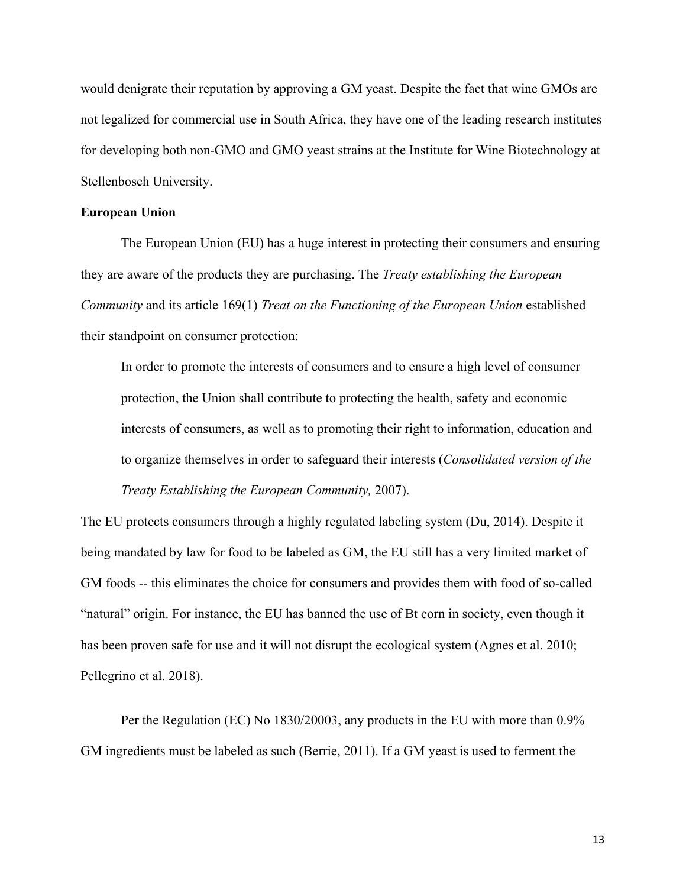would denigrate their reputation by approving a GM yeast. Despite the fact that wine GMOs are not legalized for commercial use in South Africa, they have one of the leading research institutes for developing both non-GMO and GMO yeast strains at the Institute for Wine Biotechnology at Stellenbosch University.

**European Union**

The European Union (EU) has a huge interest in protecting their consumers and ensuring they are aware of the products they are purchasing. The *Treaty establishing the European Community* and its article 169(1) *Treat on the Functioning of the European Union* established their standpoint on consumer protection:

> In order to promote the interests of consumers and to ensure a high level of consumer protection, the Union shall contribute to protecting the health, safety and economic interests of consumers, as well as to promoting their right to information, education and to organize themselves in order to safeguard their interests (*Consolidated version of the Treaty Establishing the European Community,* 2007).

The EU protects consumers through a highly regulated labeling system (Du, 2014). Despite it being mandated by law for food to be labeled as GM, the EU still has a very limited market of GM foods -- this eliminates the choice for consumers and provides them with food of so-called "natural" origin. For instance, the EU has banned the use of Bt corn in society, even though it has been proven safe for use and it will not disrupt the ecological system (Agnes et al. 2010; Pellegrino et al. 2018).

Per the Regulation (EC) No 1830/20003, any products in the EU with more than 0.9% GM ingredients must be labeled as such (Berrie, 2011). If a GM yeast is used to ferment the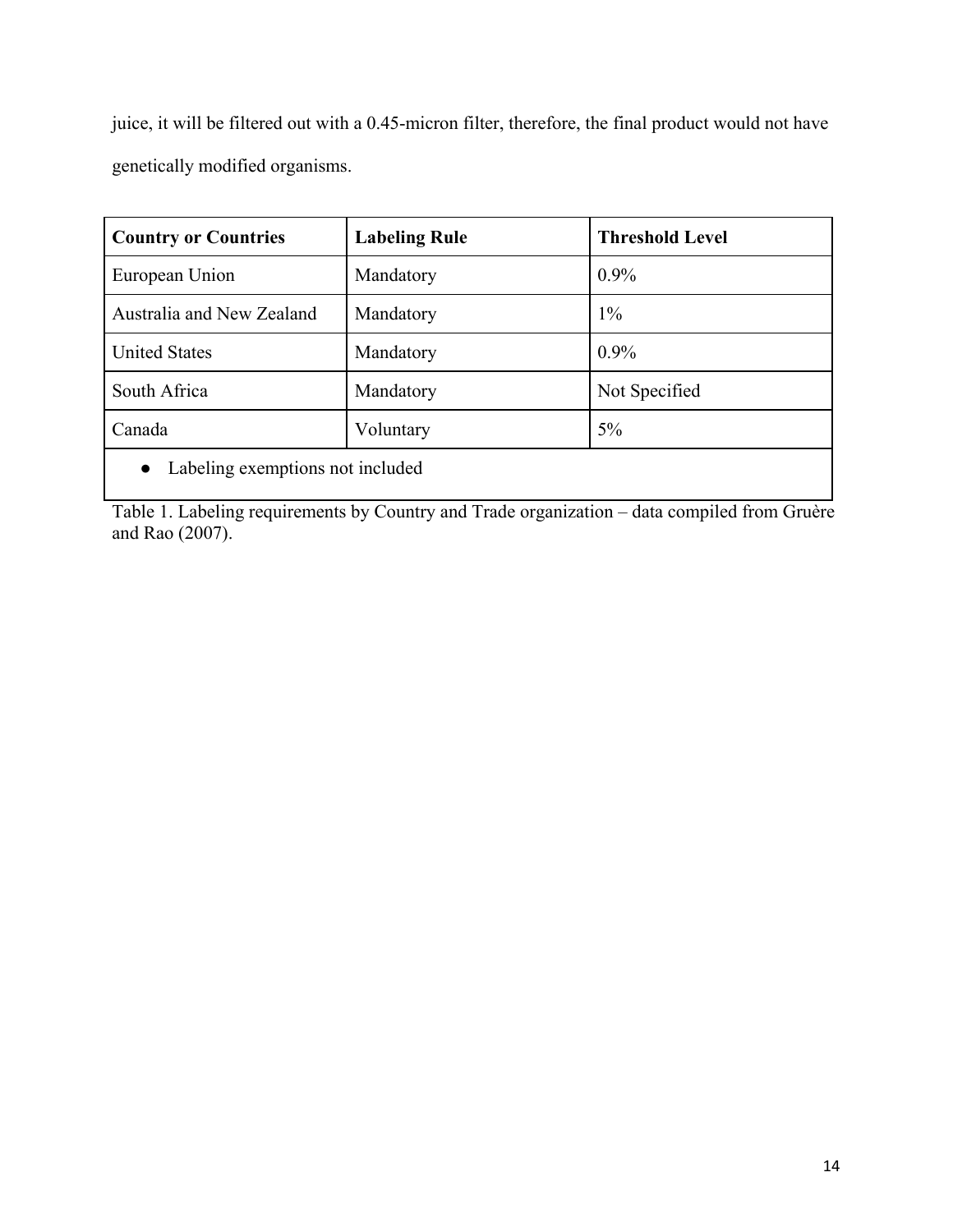juice, it will be filtered out with a 0.45-micron filter, therefore, the final product would not have genetically modified organisms.

| **Country or Countries** | **Labeling Rule** | **Threshold Level** |
|---|---|---|
| European Union | Mandatory | 0.9% |
| Australia and New Zealand | Mandatory | 1% |
| United States | Mandatory | 0.9% |
| South Africa | Mandatory | Not Specified |
| Canada | Voluntary | 5% |
| ● Labeling exemptions not included | | |

Table 1. Labeling requirements by Country and Trade organization – data compiled from Gruère and Rao (2007).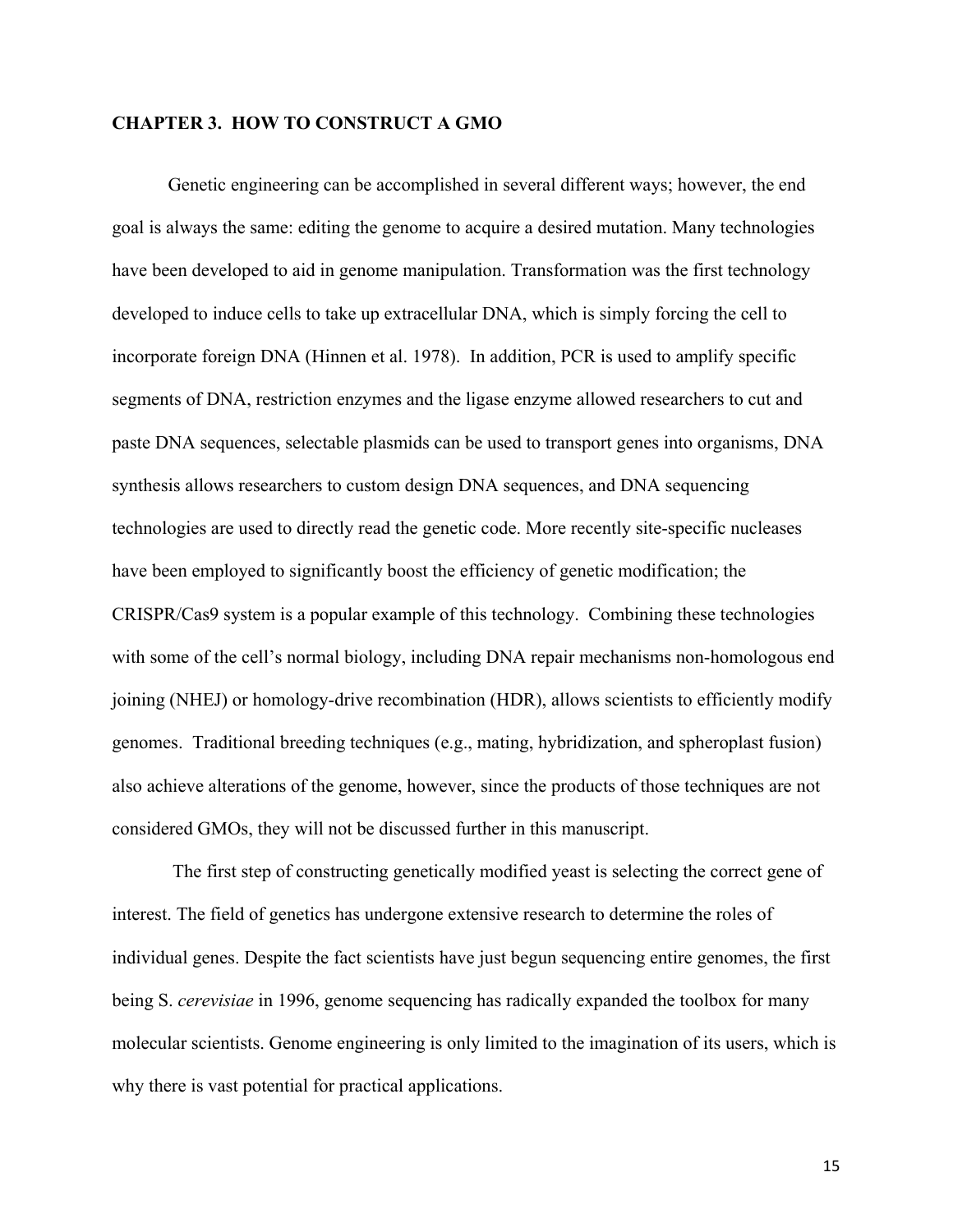## CHAPTER 3. HOW TO CONSTRUCT A GMO

Genetic engineering can be accomplished in several different ways; however, the end goal is always the same: editing the genome to acquire a desired mutation. Many technologies have been developed to aid in genome manipulation. Transformation was the first technology developed to induce cells to take up extracellular DNA, which is simply forcing the cell to incorporate foreign DNA (Hinnen et al. 1978). In addition, PCR is used to amplify specific segments of DNA, restriction enzymes and the ligase enzyme allowed researchers to cut and paste DNA sequences, selectable plasmids can be used to transport genes into organisms, DNA synthesis allows researchers to custom design DNA sequences, and DNA sequencing technologies are used to directly read the genetic code. More recently site-specific nucleases have been employed to significantly boost the efficiency of genetic modification; the CRISPR/Cas9 system is a popular example of this technology. Combining these technologies with some of the cell's normal biology, including DNA repair mechanisms non-homologous end joining (NHEJ) or homology-drive recombination (HDR), allows scientists to efficiently modify genomes. Traditional breeding techniques (e.g., mating, hybridization, and spheroplast fusion) also achieve alterations of the genome, however, since the products of those techniques are not considered GMOs, they will not be discussed further in this manuscript.

The first step of constructing genetically modified yeast is selecting the correct gene of interest. The field of genetics has undergone extensive research to determine the roles of individual genes. Despite the fact scientists have just begun sequencing entire genomes, the first being S. *cerevisiae* in 1996, genome sequencing has radically expanded the toolbox for many molecular scientists. Genome engineering is only limited to the imagination of its users, which is why there is vast potential for practical applications.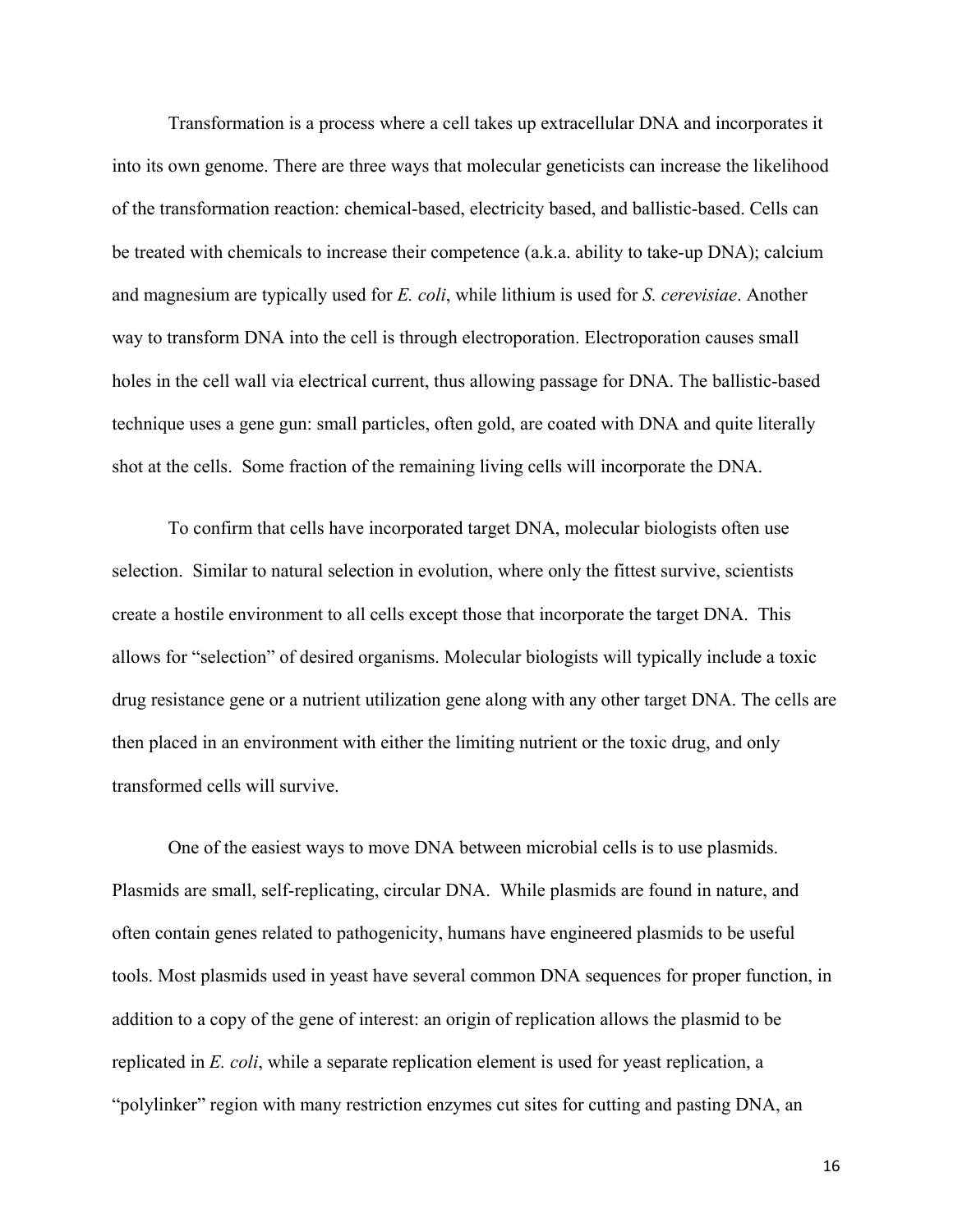Transformation is a process where a cell takes up extracellular DNA and incorporates it into its own genome. There are three ways that molecular geneticists can increase the likelihood of the transformation reaction: chemical-based, electricity based, and ballistic-based. Cells can be treated with chemicals to increase their competence (a.k.a. ability to take-up DNA); calcium and magnesium are typically used for *E. coli*, while lithium is used for *S. cerevisiae*. Another way to transform DNA into the cell is through electroporation. Electroporation causes small holes in the cell wall via electrical current, thus allowing passage for DNA. The ballistic-based technique uses a gene gun: small particles, often gold, are coated with DNA and quite literally shot at the cells. Some fraction of the remaining living cells will incorporate the DNA.

To confirm that cells have incorporated target DNA, molecular biologists often use selection. Similar to natural selection in evolution, where only the fittest survive, scientists create a hostile environment to all cells except those that incorporate the target DNA. This allows for "selection" of desired organisms. Molecular biologists will typically include a toxic drug resistance gene or a nutrient utilization gene along with any other target DNA. The cells are then placed in an environment with either the limiting nutrient or the toxic drug, and only transformed cells will survive.

One of the easiest ways to move DNA between microbial cells is to use plasmids. Plasmids are small, self-replicating, circular DNA. While plasmids are found in nature, and often contain genes related to pathogenicity, humans have engineered plasmids to be useful tools. Most plasmids used in yeast have several common DNA sequences for proper function, in addition to a copy of the gene of interest: an origin of replication allows the plasmid to be replicated in *E. coli*, while a separate replication element is used for yeast replication, a "polylinker" region with many restriction enzymes cut sites for cutting and pasting DNA, an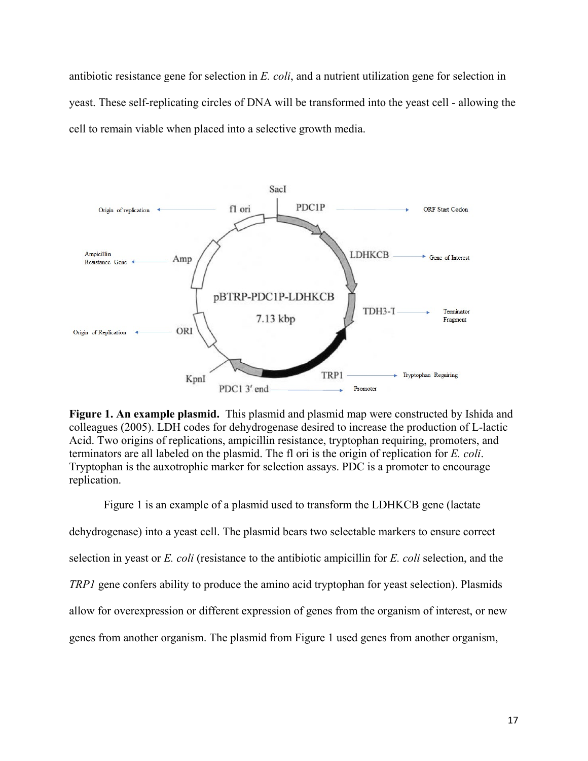antibiotic resistance gene for selection in *E. coli*, and a nutrient utilization gene for selection in yeast. These self-replicating circles of DNA will be transformed into the yeast cell - allowing the cell to remain viable when placed into a selective growth media.

**Figure 1. An example plasmid.** This plasmid and plasmid map were constructed by Ishida and colleagues (2005). LDH codes for dehydrogenase desired to increase the production of L-lactic Acid. Two origins of replications, ampicillin resistance, tryptophan requiring, promoters, and terminators are all labeled on the plasmid. The fl ori is the origin of replication for *E. coli*. Tryptophan is the auxotrophic marker for selection assays. PDC is a promoter to encourage replication.

Figure 1 is an example of a plasmid used to transform the LDHKCB gene (lactate dehydrogenase) into a yeast cell. The plasmid bears two selectable markers to ensure correct selection in yeast or *E. coli* (resistance to the antibiotic ampicillin for *E. coli* selection, and the *TRP1* gene confers ability to produce the amino acid tryptophan for yeast selection). Plasmids allow for overexpression or different expression of genes from the organism of interest, or new genes from another organism. The plasmid from Figure 1 used genes from another organism,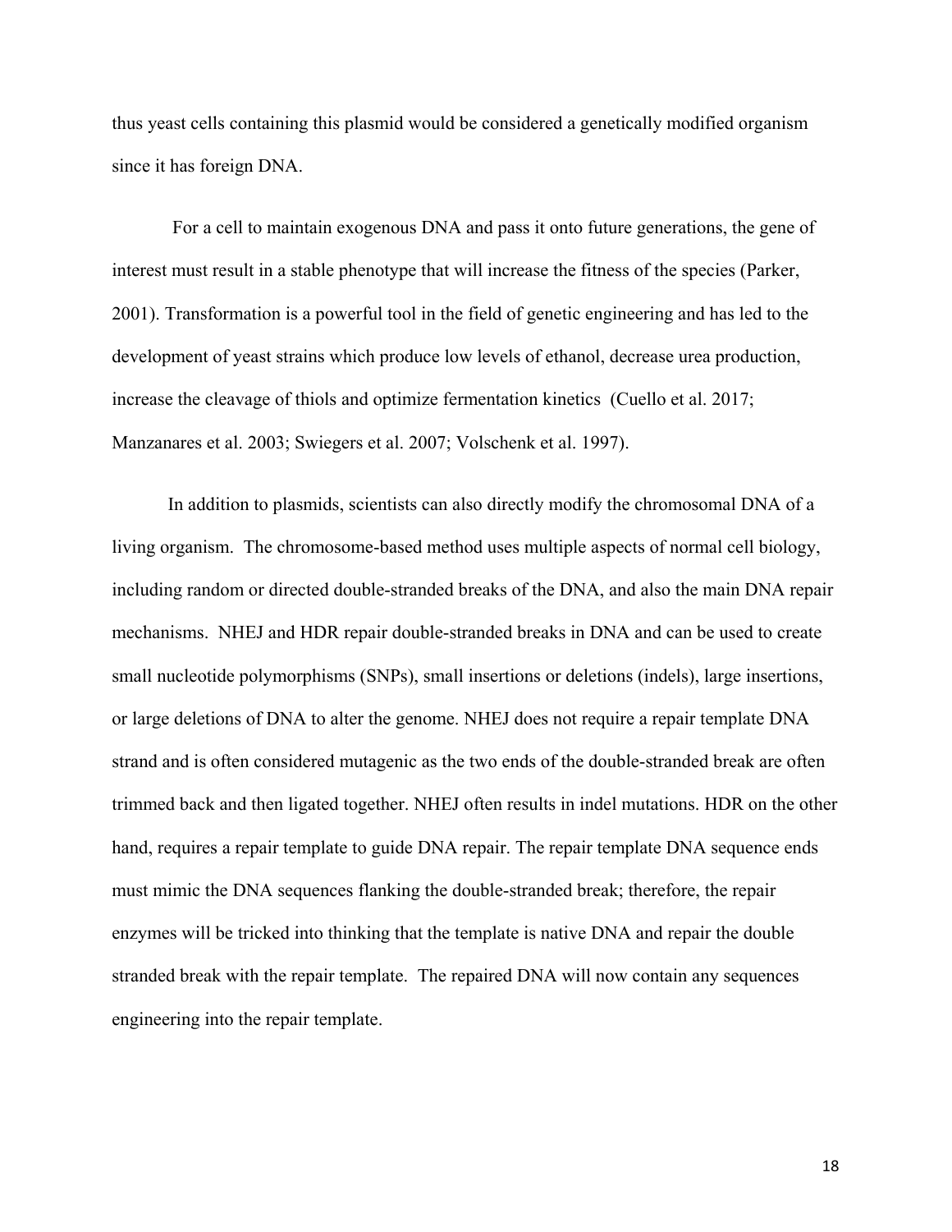thus yeast cells containing this plasmid would be considered a genetically modified organism since it has foreign DNA.

For a cell to maintain exogenous DNA and pass it onto future generations, the gene of interest must result in a stable phenotype that will increase the fitness of the species (Parker, 2001). Transformation is a powerful tool in the field of genetic engineering and has led to the development of yeast strains which produce low levels of ethanol, decrease urea production, increase the cleavage of thiols and optimize fermentation kinetics (Cuello et al. 2017; Manzanares et al. 2003; Swiegers et al. 2007; Volschenk et al. 1997).

In addition to plasmids, scientists can also directly modify the chromosomal DNA of a living organism. The chromosome-based method uses multiple aspects of normal cell biology, including random or directed double-stranded breaks of the DNA, and also the main DNA repair mechanisms. NHEJ and HDR repair double-stranded breaks in DNA and can be used to create small nucleotide polymorphisms (SNPs), small insertions or deletions (indels), large insertions, or large deletions of DNA to alter the genome. NHEJ does not require a repair template DNA strand and is often considered mutagenic as the two ends of the double-stranded break are often trimmed back and then ligated together. NHEJ often results in indel mutations. HDR on the other hand, requires a repair template to guide DNA repair. The repair template DNA sequence ends must mimic the DNA sequences flanking the double-stranded break; therefore, the repair enzymes will be tricked into thinking that the template is native DNA and repair the double stranded break with the repair template. The repaired DNA will now contain any sequences engineering into the repair template.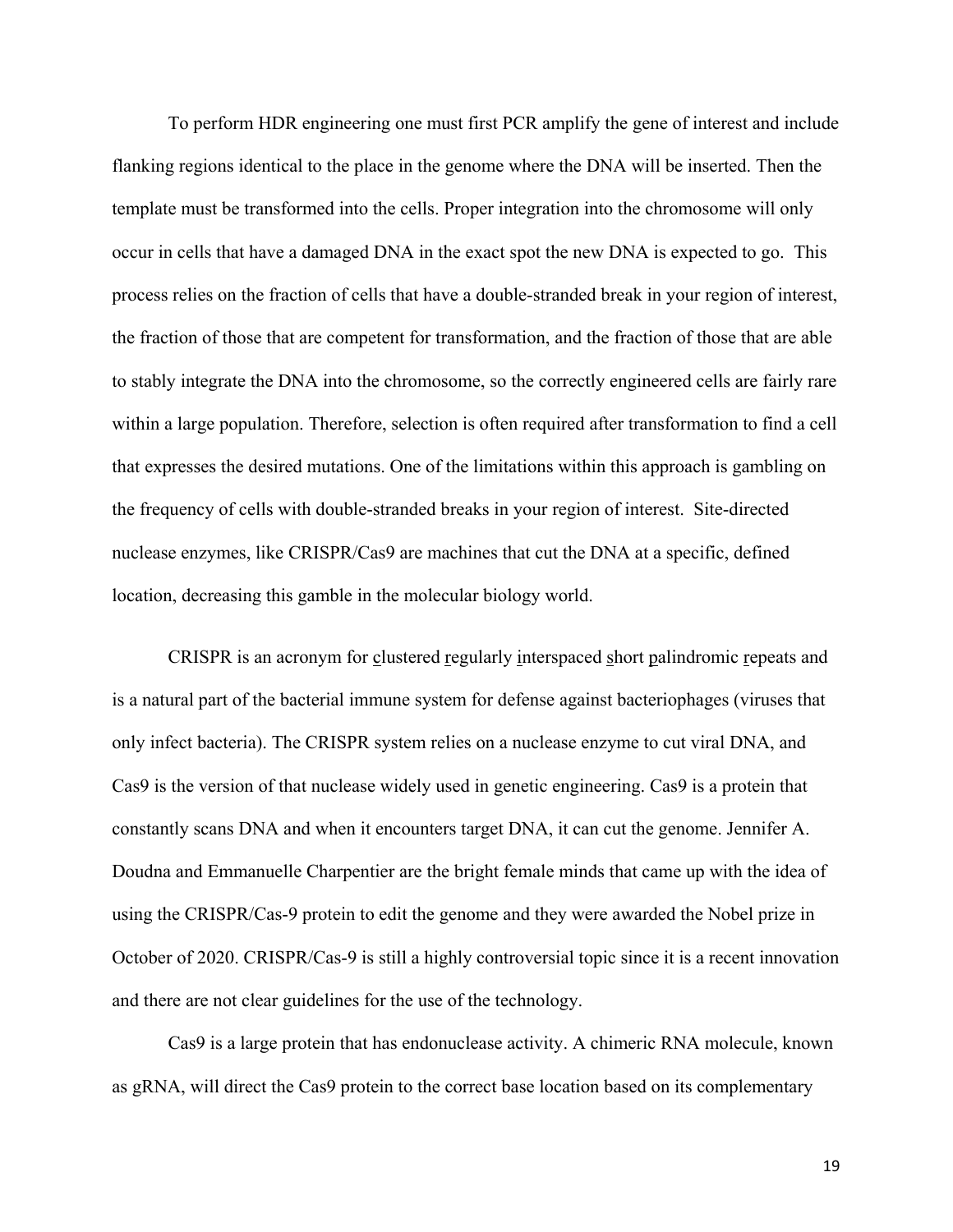To perform HDR engineering one must first PCR amplify the gene of interest and include flanking regions identical to the place in the genome where the DNA will be inserted. Then the template must be transformed into the cells. Proper integration into the chromosome will only occur in cells that have a damaged DNA in the exact spot the new DNA is expected to go. This process relies on the fraction of cells that have a double-stranded break in your region of interest, the fraction of those that are competent for transformation, and the fraction of those that are able to stably integrate the DNA into the chromosome, so the correctly engineered cells are fairly rare within a large population. Therefore, selection is often required after transformation to find a cell that expresses the desired mutations. One of the limitations within this approach is gambling on the frequency of cells with double-stranded breaks in your region of interest. Site-directed nuclease enzymes, like CRISPR/Cas9 are machines that cut the DNA at a specific, defined location, decreasing this gamble in the molecular biology world.

CRISPR is an acronym for clustered regularly interspaced short palindromic repeats and is a natural part of the bacterial immune system for defense against bacteriophages (viruses that only infect bacteria). The CRISPR system relies on a nuclease enzyme to cut viral DNA, and Cas9 is the version of that nuclease widely used in genetic engineering. Cas9 is a protein that constantly scans DNA and when it encounters target DNA, it can cut the genome. Jennifer A. Doudna and Emmanuelle Charpentier are the bright female minds that came up with the idea of using the CRISPR/Cas-9 protein to edit the genome and they were awarded the Nobel prize in October of 2020. CRISPR/Cas-9 is still a highly controversial topic since it is a recent innovation and there are not clear guidelines for the use of the technology.

Cas9 is a large protein that has endonuclease activity. A chimeric RNA molecule, known as gRNA, will direct the Cas9 protein to the correct base location based on its complementary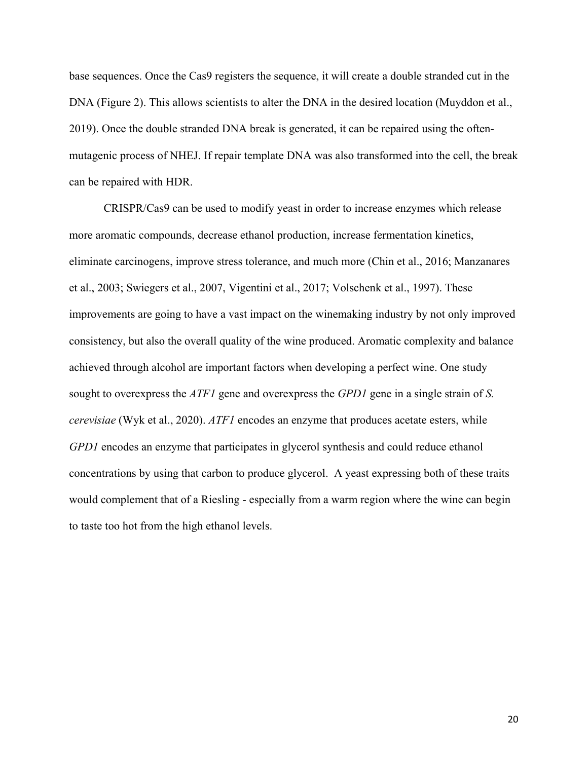base sequences. Once the Cas9 registers the sequence, it will create a double stranded cut in the DNA (Figure 2). This allows scientists to alter the DNA in the desired location (Muyddon et al., 2019). Once the double stranded DNA break is generated, it can be repaired using the often-mutagenic process of NHEJ. If repair template DNA was also transformed into the cell, the break can be repaired with HDR.

CRISPR/Cas9 can be used to modify yeast in order to increase enzymes which release more aromatic compounds, decrease ethanol production, increase fermentation kinetics, eliminate carcinogens, improve stress tolerance, and much more (Chin et al., 2016; Manzanares et al., 2003; Swiegers et al., 2007, Vigentini et al., 2017; Volschenk et al., 1997). These improvements are going to have a vast impact on the winemaking industry by not only improved consistency, but also the overall quality of the wine produced. Aromatic complexity and balance achieved through alcohol are important factors when developing a perfect wine. One study sought to overexpress the *ATF1* gene and overexpress the *GPD1* gene in a single strain of *S. cerevisiae* (Wyk et al., 2020). *ATF1* encodes an enzyme that produces acetate esters, while *GPD1* encodes an enzyme that participates in glycerol synthesis and could reduce ethanol concentrations by using that carbon to produce glycerol. A yeast expressing both of these traits would complement that of a Riesling - especially from a warm region where the wine can begin to taste too hot from the high ethanol levels.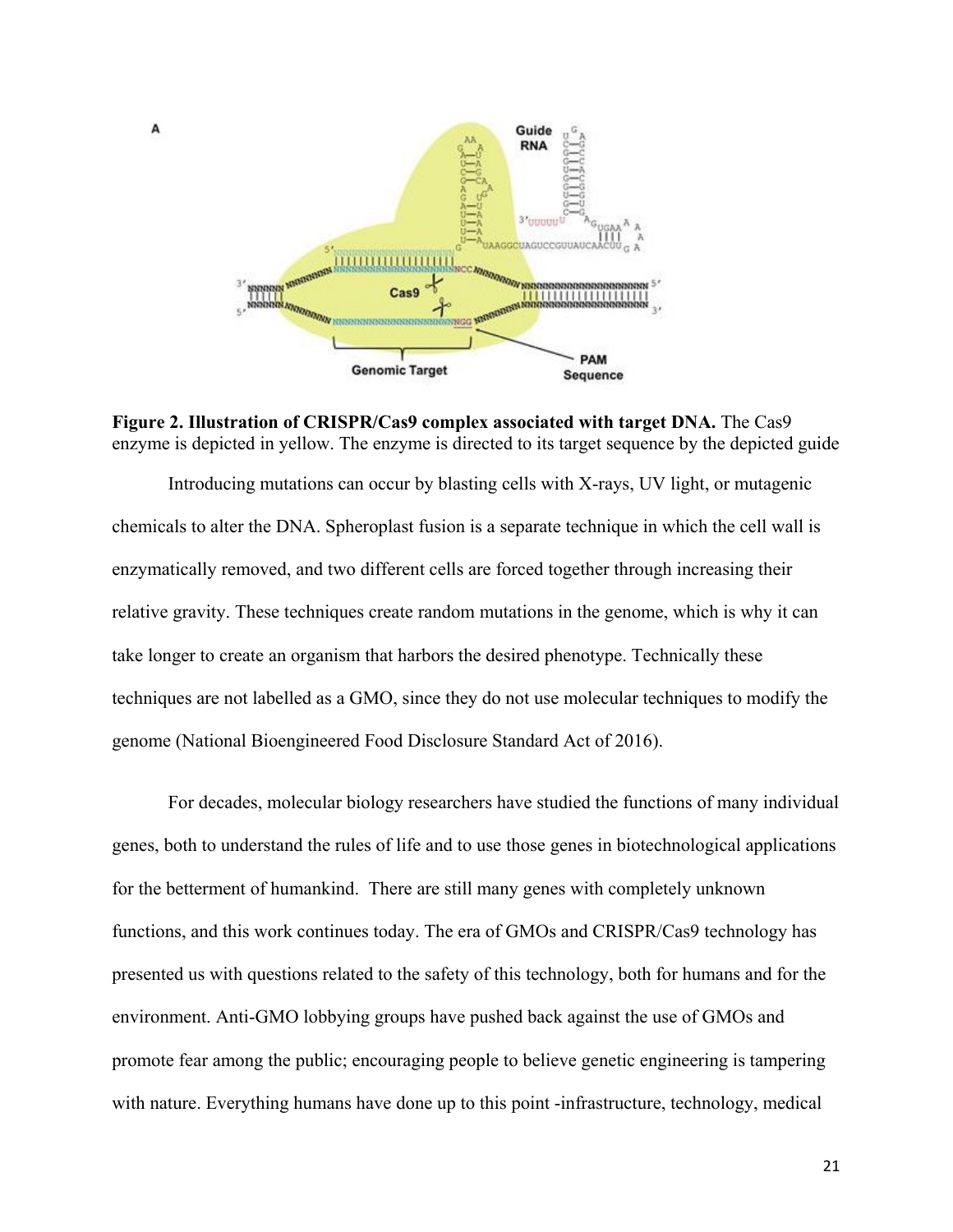**Figure 2. Illustration of CRISPR/Cas9 complex associated with target DNA.** The Cas9 enzyme is depicted in yellow. The enzyme is directed to its target sequence by the depicted guide

Introducing mutations can occur by blasting cells with X-rays, UV light, or mutagenic chemicals to alter the DNA. Spheroplast fusion is a separate technique in which the cell wall is enzymatically removed, and two different cells are forced together through increasing their relative gravity. These techniques create random mutations in the genome, which is why it can take longer to create an organism that harbors the desired phenotype. Technically these techniques are not labelled as a GMO, since they do not use molecular techniques to modify the genome (National Bioengineered Food Disclosure Standard Act of 2016).

For decades, molecular biology researchers have studied the functions of many individual genes, both to understand the rules of life and to use those genes in biotechnological applications for the betterment of humankind. There are still many genes with completely unknown functions, and this work continues today. The era of GMOs and CRISPR/Cas9 technology has presented us with questions related to the safety of this technology, both for humans and for the environment. Anti-GMO lobbying groups have pushed back against the use of GMOs and promote fear among the public; encouraging people to believe genetic engineering is tampering with nature. Everything humans have done up to this point -infrastructure, technology, medical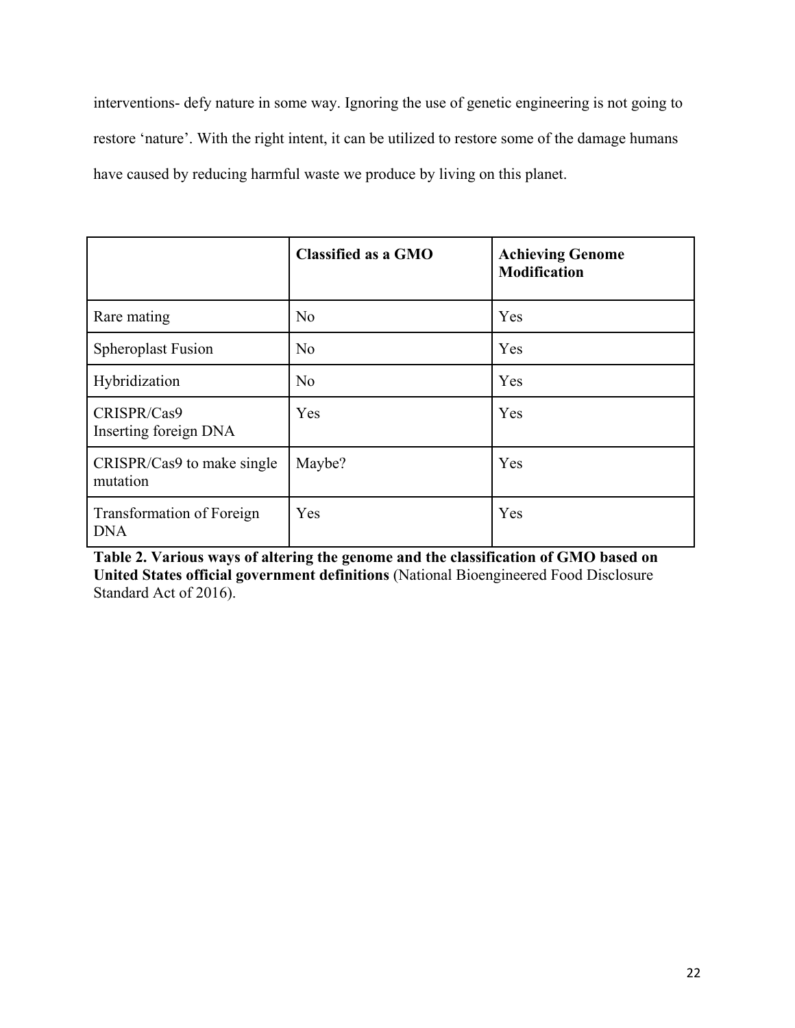interventions- defy nature in some way. Ignoring the use of genetic engineering is not going to restore ‘nature’. With the right intent, it can be utilized to restore some of the damage humans have caused by reducing harmful waste we produce by living on this planet.

| | **Classified as a GMO** | **Achieving Genome Modification** |
|---|---|---|
| Rare mating | No | Yes |
| Spheroplast Fusion | No | Yes |
| Hybridization | No | Yes |
| CRISPR/Cas9 Inserting foreign DNA | Yes | Yes |
| CRISPR/Cas9 to make single mutation | Maybe? | Yes |
| Transformation of Foreign DNA | Yes | Yes |

**Table 2. Various ways of altering the genome and the classification of GMO based on United States official government definitions** (National Bioengineered Food Disclosure Standard Act of 2016).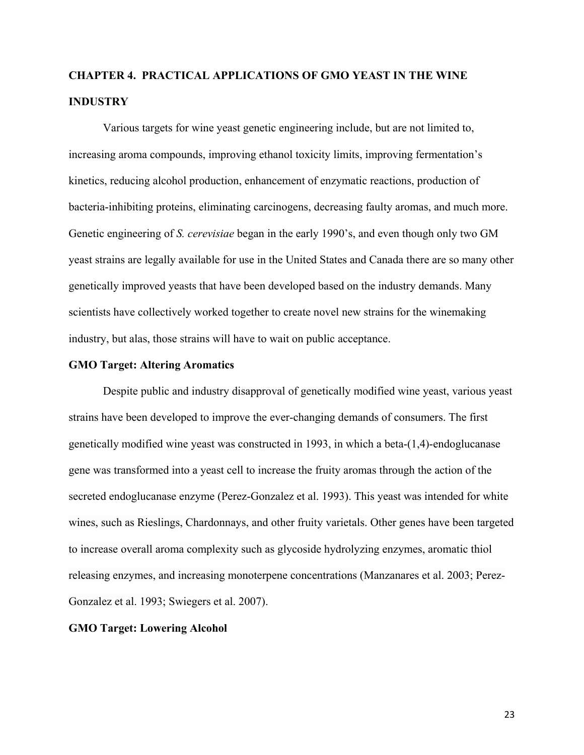## CHAPTER 4. PRACTICAL APPLICATIONS OF GMO YEAST IN THE WINE INDUSTRY

Various targets for wine yeast genetic engineering include, but are not limited to, increasing aroma compounds, improving ethanol toxicity limits, improving fermentation's kinetics, reducing alcohol production, enhancement of enzymatic reactions, production of bacteria-inhibiting proteins, eliminating carcinogens, decreasing faulty aromas, and much more. Genetic engineering of *S. cerevisiae* began in the early 1990's, and even though only two GM yeast strains are legally available for use in the United States and Canada there are so many other genetically improved yeasts that have been developed based on the industry demands. Many scientists have collectively worked together to create novel new strains for the winemaking industry, but alas, those strains will have to wait on public acceptance.

### GMO Target: Altering Aromatics

Despite public and industry disapproval of genetically modified wine yeast, various yeast strains have been developed to improve the ever-changing demands of consumers. The first genetically modified wine yeast was constructed in 1993, in which a beta-(1,4)-endoglucanase gene was transformed into a yeast cell to increase the fruity aromas through the action of the secreted endoglucanase enzyme (Perez-Gonzalez et al. 1993). This yeast was intended for white wines, such as Rieslings, Chardonnays, and other fruity varietals. Other genes have been targeted to increase overall aroma complexity such as glycoside hydrolyzing enzymes, aromatic thiol releasing enzymes, and increasing monoterpene concentrations (Manzanares et al. 2003; Perez-Gonzalez et al. 1993; Swiegers et al. 2007).

### GMO Target: Lowering Alcohol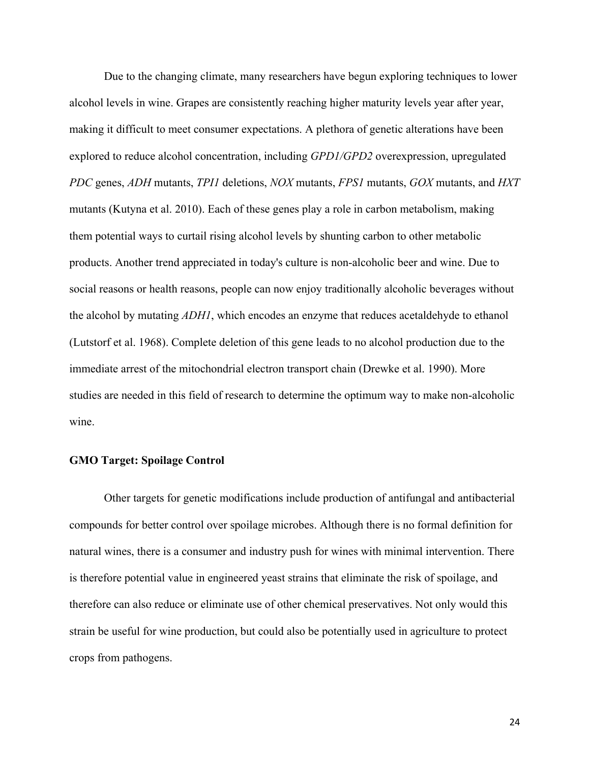Due to the changing climate, many researchers have begun exploring techniques to lower alcohol levels in wine. Grapes are consistently reaching higher maturity levels year after year, making it difficult to meet consumer expectations. A plethora of genetic alterations have been explored to reduce alcohol concentration, including *GPD1/GPD2* overexpression, upregulated *PDC* genes, *ADH* mutants, *TPI1* deletions, *NOX* mutants, *FPS1* mutants, *GOX* mutants, and *HXT* mutants (Kutyna et al. 2010). Each of these genes play a role in carbon metabolism, making them potential ways to curtail rising alcohol levels by shunting carbon to other metabolic products. Another trend appreciated in today's culture is non-alcoholic beer and wine. Due to social reasons or health reasons, people can now enjoy traditionally alcoholic beverages without the alcohol by mutating *ADH1*, which encodes an enzyme that reduces acetaldehyde to ethanol (Lutstorf et al. 1968). Complete deletion of this gene leads to no alcohol production due to the immediate arrest of the mitochondrial electron transport chain (Drewke et al. 1990). More studies are needed in this field of research to determine the optimum way to make non-alcoholic wine.

**GMO Target: Spoilage Control**

Other targets for genetic modifications include production of antifungal and antibacterial compounds for better control over spoilage microbes. Although there is no formal definition for natural wines, there is a consumer and industry push for wines with minimal intervention. There is therefore potential value in engineered yeast strains that eliminate the risk of spoilage, and therefore can also reduce or eliminate use of other chemical preservatives. Not only would this strain be useful for wine production, but could also be potentially used in agriculture to protect crops from pathogens.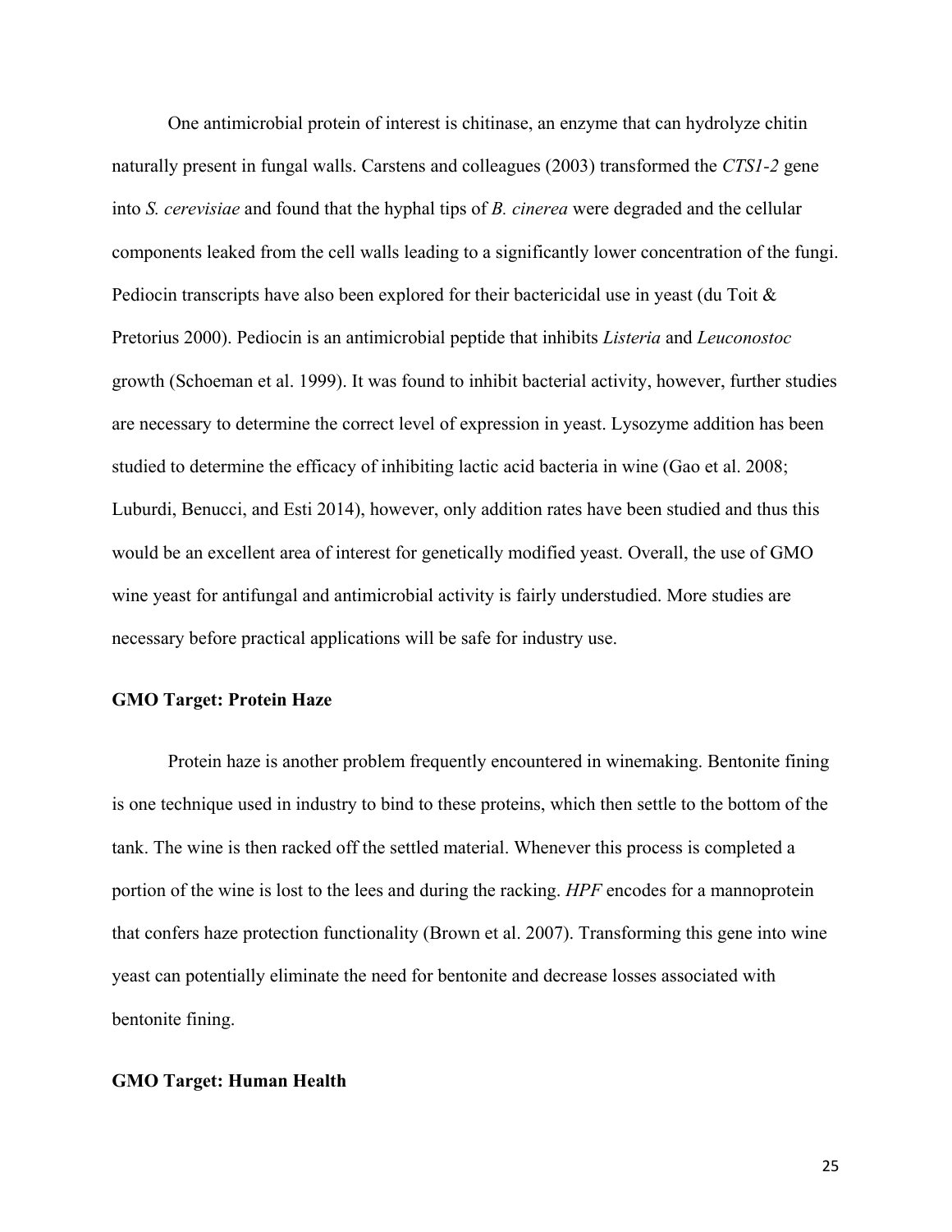One antimicrobial protein of interest is chitinase, an enzyme that can hydrolyze chitin naturally present in fungal walls. Carstens and colleagues (2003) transformed the *CTS1-2* gene into *S. cerevisiae* and found that the hyphal tips of *B. cinerea* were degraded and the cellular components leaked from the cell walls leading to a significantly lower concentration of the fungi. Pediocin transcripts have also been explored for their bactericidal use in yeast (du Toit & Pretorius 2000). Pediocin is an antimicrobial peptide that inhibits *Listeria* and *Leuconostoc* growth (Schoeman et al. 1999). It was found to inhibit bacterial activity, however, further studies are necessary to determine the correct level of expression in yeast. Lysozyme addition has been studied to determine the efficacy of inhibiting lactic acid bacteria in wine (Gao et al. 2008; Luburdi, Benucci, and Esti 2014), however, only addition rates have been studied and thus this would be an excellent area of interest for genetically modified yeast. Overall, the use of GMO wine yeast for antifungal and antimicrobial activity is fairly understudied. More studies are necessary before practical applications will be safe for industry use.

### GMO Target: Protein Haze

Protein haze is another problem frequently encountered in winemaking. Bentonite fining is one technique used in industry to bind to these proteins, which then settle to the bottom of the tank. The wine is then racked off the settled material. Whenever this process is completed a portion of the wine is lost to the lees and during the racking. *HPF* encodes for a mannoprotein that confers haze protection functionality (Brown et al. 2007). Transforming this gene into wine yeast can potentially eliminate the need for bentonite and decrease losses associated with bentonite fining.

### GMO Target: Human Health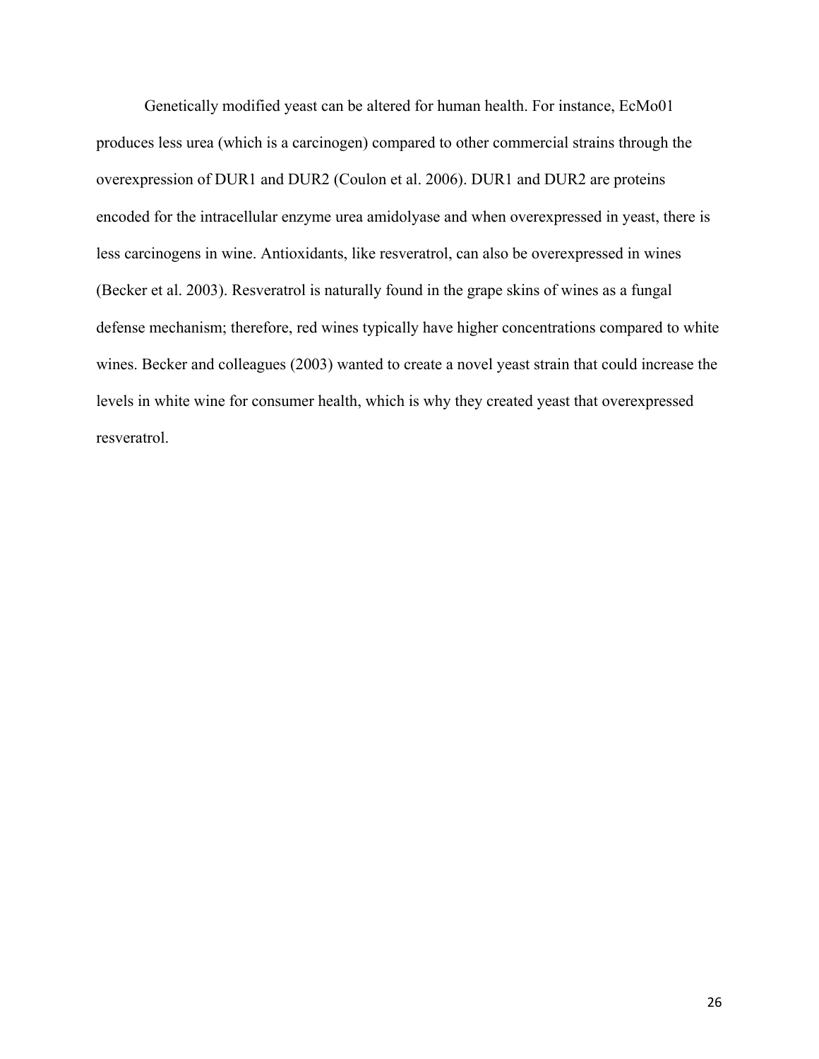Genetically modified yeast can be altered for human health. For instance, EcMo01 produces less urea (which is a carcinogen) compared to other commercial strains through the overexpression of DUR1 and DUR2 (Coulon et al. 2006). DUR1 and DUR2 are proteins encoded for the intracellular enzyme urea amidolyase and when overexpressed in yeast, there is less carcinogens in wine. Antioxidants, like resveratrol, can also be overexpressed in wines (Becker et al. 2003). Resveratrol is naturally found in the grape skins of wines as a fungal defense mechanism; therefore, red wines typically have higher concentrations compared to white wines. Becker and colleagues (2003) wanted to create a novel yeast strain that could increase the levels in white wine for consumer health, which is why they created yeast that overexpressed resveratrol.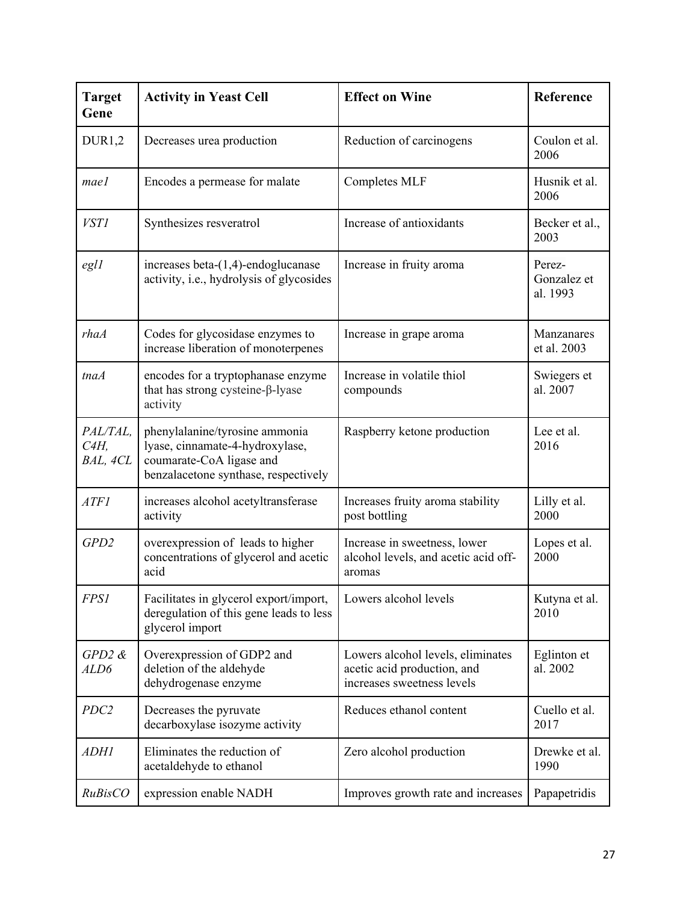| Target Gene | Activity in Yeast Cell | Effect on Wine | Reference |
|---|---|---|---|
| DUR1,2 | Decreases urea production | Reduction of carcinogens | Coulon et al. 2006 |
| *mae1* | Encodes a permease for malate | Completes MLF | Husnik et al. 2006 |
| *VST1* | Synthesizes resveratrol | Increase of antioxidants | Becker et al., 2003 |
| *egl1* | increases beta-(1,4)-endoglucanase activity, i.e., hydrolysis of glycosides | Increase in fruity aroma | Perez-Gonzalez et al. 1993 |
| *rhaA* | Codes for glycosidase enzymes to increase liberation of monoterpenes | Increase in grape aroma | Manzanares et al. 2003 |
| *tnaA* | encodes for a tryptophanase enzyme that has strong cysteine-β-lyase activity | Increase in volatile thiol compounds | Swiegers et al. 2007 |
| *PAL/TAL, C4H, BAL, 4CL* | phenylalanine/tyrosine ammonia lyase, cinnamate-4-hydroxylase, coumarate-CoA ligase and benzalacetone synthase, respectively | Raspberry ketone production | Lee et al. 2016 |
| *ATF1* | increases alcohol acetyltransferase activity | Increases fruity aroma stability post bottling | Lilly et al. 2000 |
| *GPD2* | overexpression of leads to higher concentrations of glycerol and acetic acid | Increase in sweetness, lower alcohol levels, and acetic acid off-aromas | Lopes et al. 2000 |
| *FPS1* | Facilitates in glycerol export/import, deregulation of this gene leads to less glycerol import | Lowers alcohol levels | Kutyna et al. 2010 |
| *GPD2 & ALD6* | Overexpression of GDP2 and deletion of the aldehyde dehydrogenase enzyme | Lowers alcohol levels, eliminates acetic acid production, and increases sweetness levels | Eglinton et al. 2002 |
| *PDC2* | Decreases the pyruvate decarboxylase isozyme activity | Reduces ethanol content | Cuello et al. 2017 |
| *ADH1* | Eliminates the reduction of acetaldehyde to ethanol | Zero alcohol production | Drewke et al. 1990 |
| *RuBisCO* | expression enable NADH | Improves growth rate and increases | Papapetridis |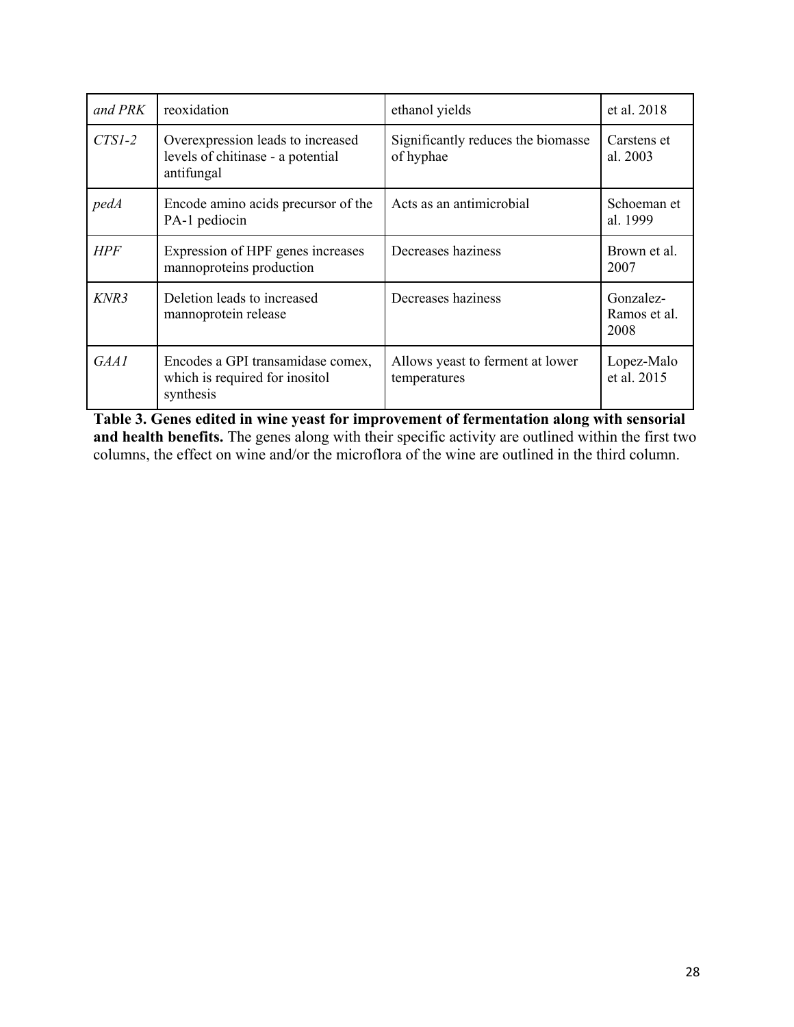| | | | |
|---|---|---|---|
| *and PRK* | reoxidation | ethanol yields | et al. 2018 |
| *CTS1-2* | Overexpression leads to increased levels of chitinase - a potential antifungal | Significantly reduces the biomasse of hyphae | Carstens et al. 2003 |
| *pedA* | Encode amino acids precursor of the PA-1 pediocin | Acts as an antimicrobial | Schoeman et al. 1999 |
| *HPF* | Expression of HPF genes increases mannoproteins production | Decreases haziness | Brown et al. 2007 |
| *KNR3* | Deletion leads to increased mannoprotein release | Decreases haziness | Gonzalez-Ramos et al. 2008 |
| *GAA1* | Encodes a GPI transamidase comex, which is required for inositol synthesis | Allows yeast to ferment at lower temperatures | Lopez-Malo et al. 2015 |

**Table 3. Genes edited in wine yeast for improvement of fermentation along with sensorial and health benefits.** The genes along with their specific activity are outlined within the first two columns, the effect on wine and/or the microflora of the wine are outlined in the third column.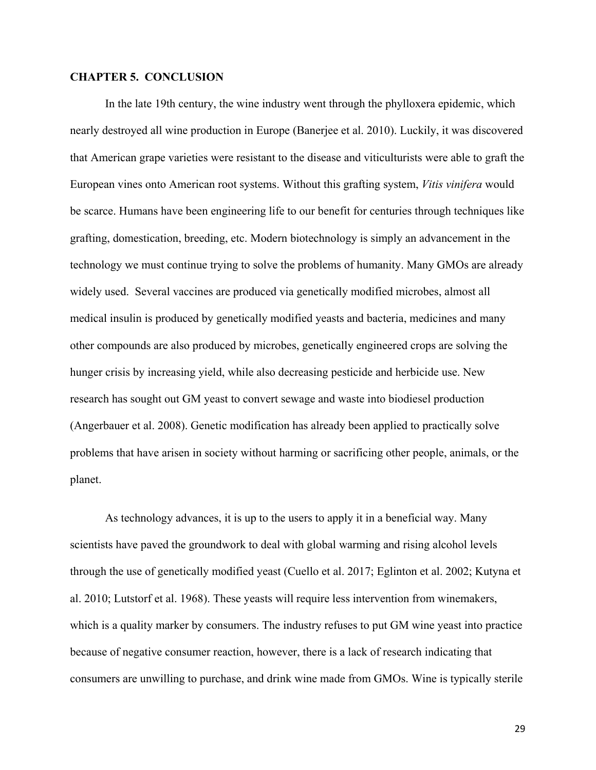## CHAPTER 5. CONCLUSION

In the late 19th century, the wine industry went through the phylloxera epidemic, which nearly destroyed all wine production in Europe (Banerjee et al. 2010). Luckily, it was discovered that American grape varieties were resistant to the disease and viticulturists were able to graft the European vines onto American root systems. Without this grafting system, *Vitis vinifera* would be scarce. Humans have been engineering life to our benefit for centuries through techniques like grafting, domestication, breeding, etc. Modern biotechnology is simply an advancement in the technology we must continue trying to solve the problems of humanity. Many GMOs are already widely used. Several vaccines are produced via genetically modified microbes, almost all medical insulin is produced by genetically modified yeasts and bacteria, medicines and many other compounds are also produced by microbes, genetically engineered crops are solving the hunger crisis by increasing yield, while also decreasing pesticide and herbicide use. New research has sought out GM yeast to convert sewage and waste into biodiesel production (Angerbauer et al. 2008). Genetic modification has already been applied to practically solve problems that have arisen in society without harming or sacrificing other people, animals, or the planet.

As technology advances, it is up to the users to apply it in a beneficial way. Many scientists have paved the groundwork to deal with global warming and rising alcohol levels through the use of genetically modified yeast (Cuello et al. 2017; Eglinton et al. 2002; Kutyna et al. 2010; Lutstorf et al. 1968). These yeasts will require less intervention from winemakers, which is a quality marker by consumers. The industry refuses to put GM wine yeast into practice because of negative consumer reaction, however, there is a lack of research indicating that consumers are unwilling to purchase, and drink wine made from GMOs. Wine is typically sterile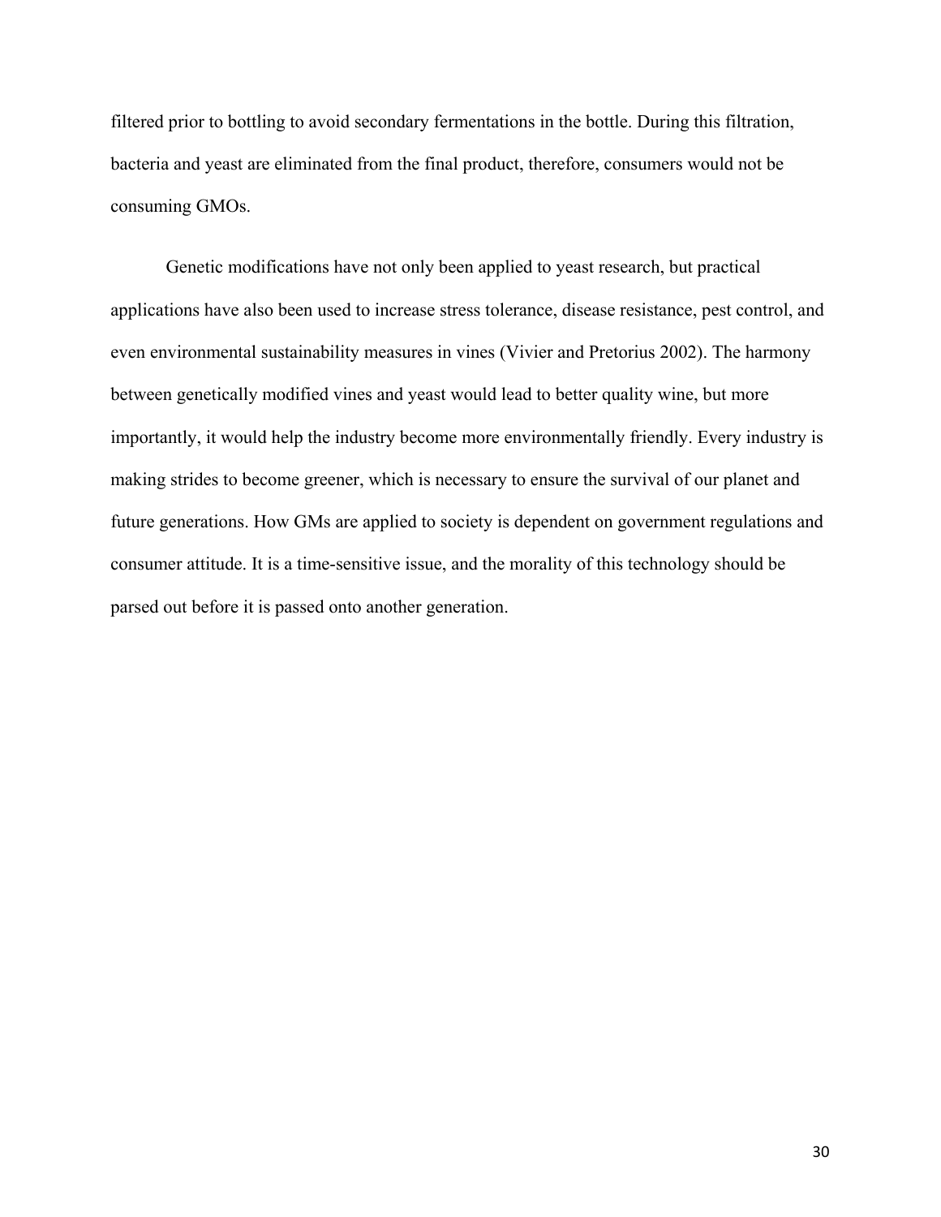filtered prior to bottling to avoid secondary fermentations in the bottle. During this filtration, bacteria and yeast are eliminated from the final product, therefore, consumers would not be consuming GMOs.

Genetic modifications have not only been applied to yeast research, but practical applications have also been used to increase stress tolerance, disease resistance, pest control, and even environmental sustainability measures in vines (Vivier and Pretorius 2002). The harmony between genetically modified vines and yeast would lead to better quality wine, but more importantly, it would help the industry become more environmentally friendly. Every industry is making strides to become greener, which is necessary to ensure the survival of our planet and future generations. How GMs are applied to society is dependent on government regulations and consumer attitude. It is a time-sensitive issue, and the morality of this technology should be parsed out before it is passed onto another generation.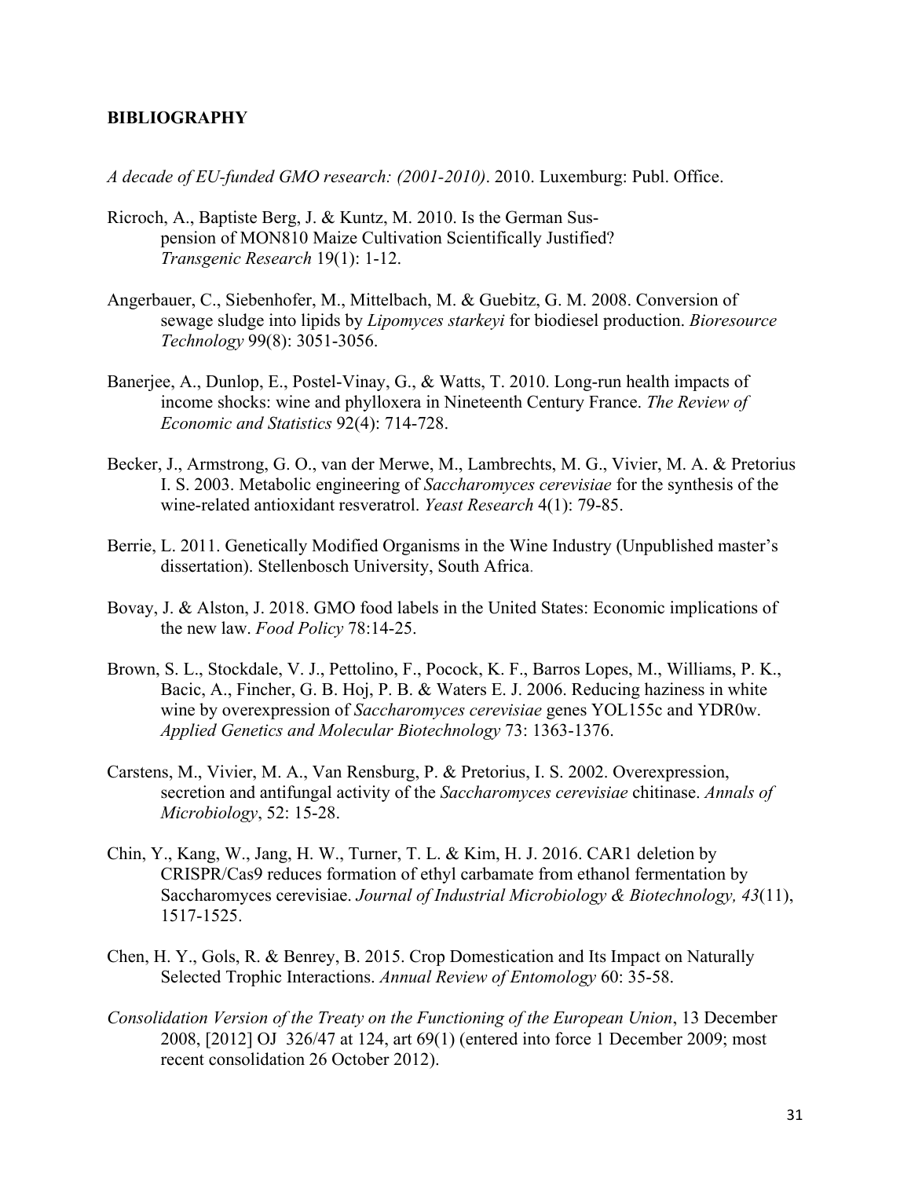**BIBLIOGRAPHY**

*A decade of EU-funded GMO research: (2001-2010)*. 2010. Luxemburg: Publ. Office.

Ricroch, A., Baptiste Berg, J. & Kuntz, M. 2010. Is the German Suspension of MON810 Maize Cultivation Scientifically Justified? *Transgenic Research* 19(1): 1-12.

Angerbauer, C., Siebenhofer, M., Mittelbach, M. & Guebitz, G. M. 2008. Conversion of sewage sludge into lipids by *Lipomyces starkeyi* for biodiesel production. *Bioresource Technology* 99(8): 3051-3056.

Banerjee, A., Dunlop, E., Postel-Vinay, G., & Watts, T. 2010. Long-run health impacts of income shocks: wine and phylloxera in Nineteenth Century France. *The Review of Economic and Statistics* 92(4): 714-728.

Becker, J., Armstrong, G. O., van der Merwe, M., Lambrechts, M. G., Vivier, M. A. & Pretorius I. S. 2003. Metabolic engineering of *Saccharomyces cerevisiae* for the synthesis of the wine-related antioxidant resveratrol. *Yeast Research* 4(1): 79-85.

Berrie, L. 2011. Genetically Modified Organisms in the Wine Industry (Unpublished master's dissertation). Stellenbosch University, South Africa.

Bovay, J. & Alston, J. 2018. GMO food labels in the United States: Economic implications of the new law. *Food Policy* 78:14-25.

Brown, S. L., Stockdale, V. J., Pettolino, F., Pocock, K. F., Barros Lopes, M., Williams, P. K., Bacic, A., Fincher, G. B. Hoj, P. B. & Waters E. J. 2006. Reducing haziness in white wine by overexpression of *Saccharomyces cerevisiae* genes YOL155c and YDR0w. *Applied Genetics and Molecular Biotechnology* 73: 1363-1376.

Carstens, M., Vivier, M. A., Van Rensburg, P. & Pretorius, I. S. 2002. Overexpression, secretion and antifungal activity of the *Saccharomyces cerevisiae* chitinase. *Annals of Microbiology*, 52: 15-28.

Chin, Y., Kang, W., Jang, H. W., Turner, T. L. & Kim, H. J. 2016. CAR1 deletion by CRISPR/Cas9 reduces formation of ethyl carbamate from ethanol fermentation by Saccharomyces cerevisiae. *Journal of Industrial Microbiology & Biotechnology, 43*(11), 1517-1525.

Chen, H. Y., Gols, R. & Benrey, B. 2015. Crop Domestication and Its Impact on Naturally Selected Trophic Interactions. *Annual Review of Entomology* 60: 35-58.

*Consolidation Version of the Treaty on the Functioning of the European Union*, 13 December 2008, [2012] OJ 326/47 at 124, art 69(1) (entered into force 1 December 2009; most recent consolidation 26 October 2012).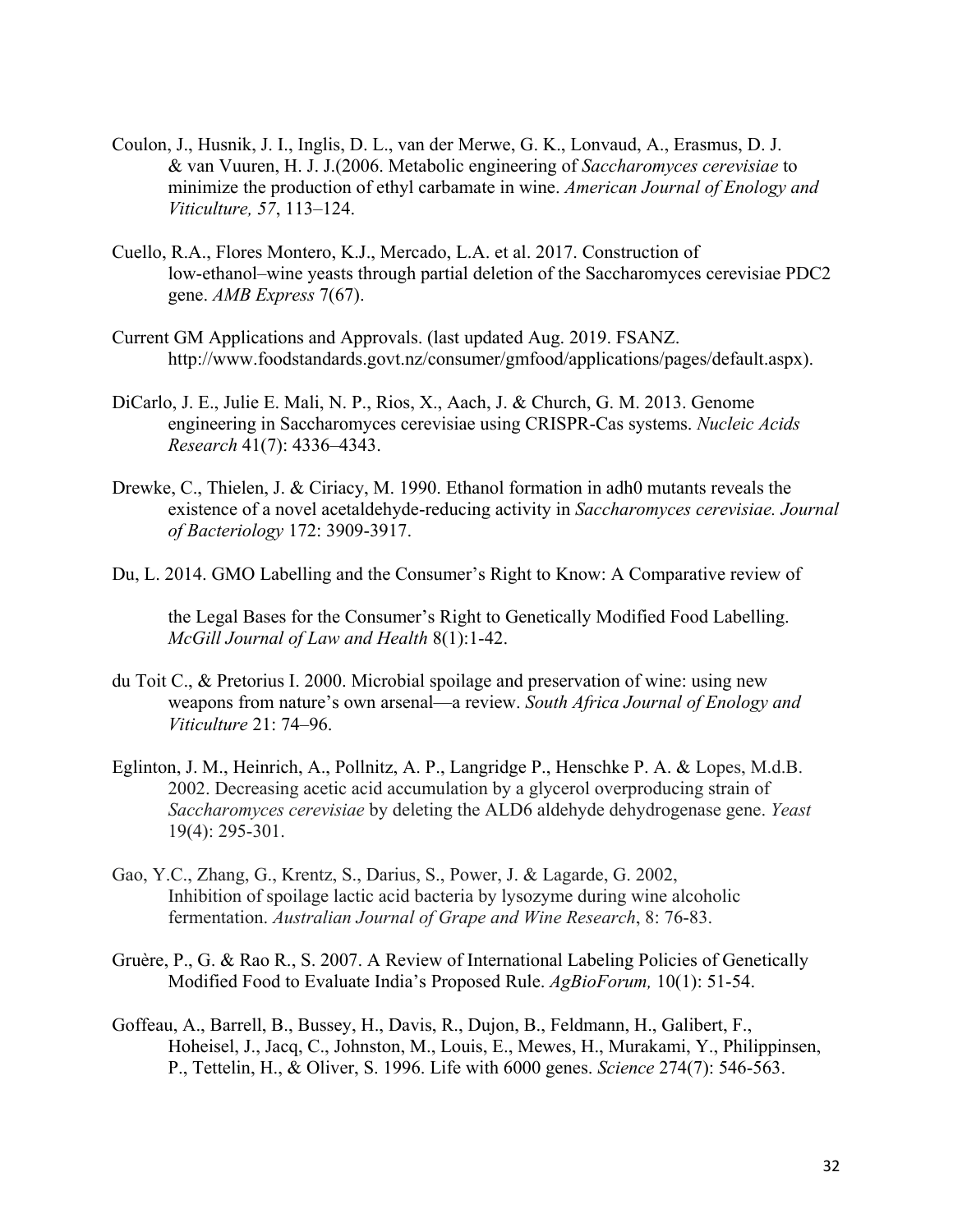Coulon, J., Husnik, J. I., Inglis, D. L., van der Merwe, G. K., Lonvaud, A., Erasmus, D. J. & van Vuuren, H. J. J.(2006. Metabolic engineering of *Saccharomyces cerevisiae* to minimize the production of ethyl carbamate in wine. *American Journal of Enology and Viticulture, 57*, 113–124.

Cuello, R.A., Flores Montero, K.J., Mercado, L.A. et al. 2017. Construction of low-ethanol–wine yeasts through partial deletion of the Saccharomyces cerevisiae PDC2 gene. *AMB Express* 7(67).

Current GM Applications and Approvals. (last updated Aug. 2019. FSANZ. http://www.foodstandards.govt.nz/consumer/gmfood/applications/pages/default.aspx).

DiCarlo, J. E., Julie E. Mali, N. P., Rios, X., Aach, J. & Church, G. M. 2013. Genome engineering in Saccharomyces cerevisiae using CRISPR-Cas systems. *Nucleic Acids Research* 41(7): 4336–4343.

Drewke, C., Thielen, J. & Ciriacy, M. 1990. Ethanol formation in adh0 mutants reveals the existence of a novel acetaldehyde-reducing activity in *Saccharomyces cerevisiae. Journal of Bacteriology* 172: 3909-3917.

Du, L. 2014. GMO Labelling and the Consumer's Right to Know: A Comparative review of

the Legal Bases for the Consumer's Right to Genetically Modified Food Labelling. *McGill Journal of Law and Health* 8(1):1-42.

du Toit C., & Pretorius I. 2000. Microbial spoilage and preservation of wine: using new weapons from nature's own arsenal—a review. *South Africa Journal of Enology and Viticulture* 21: 74–96.

Eglinton, J. M., Heinrich, A., Pollnitz, A. P., Langridge P., Henschke P. A. & Lopes, M.d.B. 2002. Decreasing acetic acid accumulation by a glycerol overproducing strain of *Saccharomyces cerevisiae* by deleting the ALD6 aldehyde dehydrogenase gene. *Yeast* 19(4): 295-301.

Gao, Y.C., Zhang, G., Krentz, S., Darius, S., Power, J. & Lagarde, G. 2002, Inhibition of spoilage lactic acid bacteria by lysozyme during wine alcoholic fermentation. *Australian Journal of Grape and Wine Research*, 8: 76-83.

Gruère, P., G. & Rao R., S. 2007. A Review of International Labeling Policies of Genetically Modified Food to Evaluate India's Proposed Rule. *AgBioForum,* 10(1): 51-54.

Goffeau, A., Barrell, B., Bussey, H., Davis, R., Dujon, B., Feldmann, H., Galibert, F., Hoheisel, J., Jacq, C., Johnston, M., Louis, E., Mewes, H., Murakami, Y., Philippinsen, P., Tettelin, H., & Oliver, S. 1996. Life with 6000 genes. *Science* 274(7): 546-563.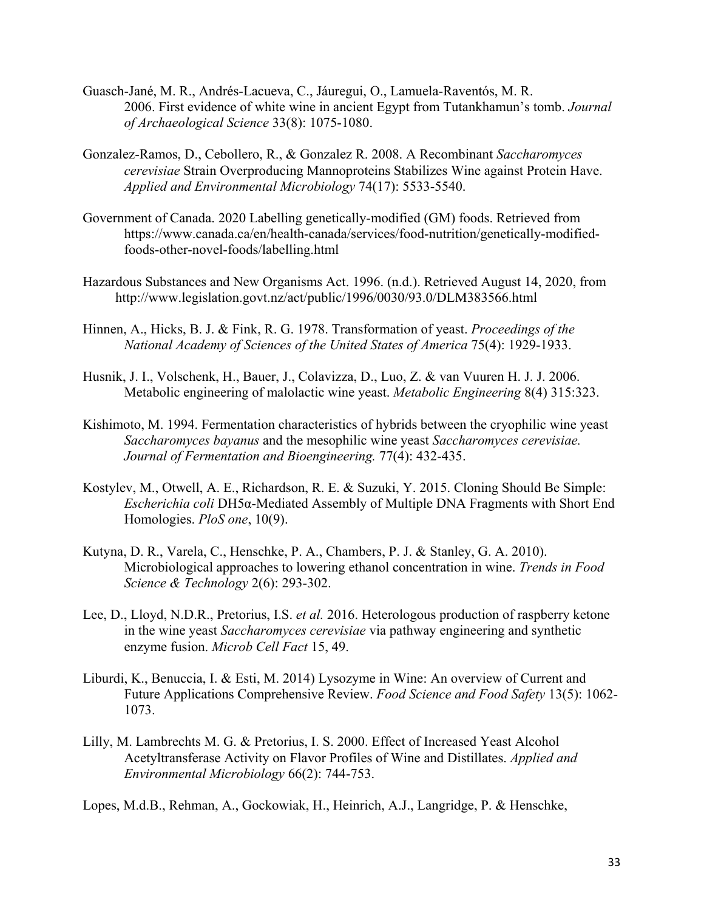Guasch-Jané, M. R., Andrés-Lacueva, C., Jáuregui, O., Lamuela-Raventós, M. R. 2006. First evidence of white wine in ancient Egypt from Tutankhamun's tomb. *Journal of Archaeological Science* 33(8): 1075-1080.

Gonzalez-Ramos, D., Cebollero, R., & Gonzalez R. 2008. A Recombinant *Saccharomyces cerevisiae* Strain Overproducing Mannoproteins Stabilizes Wine against Protein Have. *Applied and Environmental Microbiology* 74(17): 5533-5540.

Government of Canada. 2020 Labelling genetically-modified (GM) foods. Retrieved from https://www.canada.ca/en/health-canada/services/food-nutrition/genetically-modified-foods-other-novel-foods/labelling.html

Hazardous Substances and New Organisms Act. 1996. (n.d.). Retrieved August 14, 2020, from http://www.legislation.govt.nz/act/public/1996/0030/93.0/DLM383566.html

Hinnen, A., Hicks, B. J. & Fink, R. G. 1978. Transformation of yeast. *Proceedings of the National Academy of Sciences of the United States of America* 75(4): 1929-1933.

Husnik, J. I., Volschenk, H., Bauer, J., Colavizza, D., Luo, Z. & van Vuuren H. J. J. 2006. Metabolic engineering of malolactic wine yeast. *Metabolic Engineering* 8(4) 315:323.

Kishimoto, M. 1994. Fermentation characteristics of hybrids between the cryophilic wine yeast *Saccharomyces bayanus* and the mesophilic wine yeast *Saccharomyces cerevisiae. Journal of Fermentation and Bioengineering.* 77(4): 432-435.

Kostylev, M., Otwell, A. E., Richardson, R. E. & Suzuki, Y. 2015. Cloning Should Be Simple: *Escherichia coli* DH5α-Mediated Assembly of Multiple DNA Fragments with Short End Homologies. *PloS one*, 10(9).

Kutyna, D. R., Varela, C., Henschke, P. A., Chambers, P. J. & Stanley, G. A. 2010). Microbiological approaches to lowering ethanol concentration in wine. *Trends in Food Science & Technology* 2(6): 293-302.

Lee, D., Lloyd, N.D.R., Pretorius, I.S. *et al.* 2016. Heterologous production of raspberry ketone in the wine yeast *Saccharomyces cerevisiae* via pathway engineering and synthetic enzyme fusion. *Microb Cell Fact* 15, 49.

Liburdi, K., Benuccia, I. & Esti, M. 2014) Lysozyme in Wine: An overview of Current and Future Applications Comprehensive Review. *Food Science and Food Safety* 13(5): 1062-1073.

Lilly, M. Lambrechts M. G. & Pretorius, I. S. 2000. Effect of Increased Yeast Alcohol Acetyltransferase Activity on Flavor Profiles of Wine and Distillates. *Applied and Environmental Microbiology* 66(2): 744-753.

Lopes, M.d.B., Rehman, A., Gockowiak, H., Heinrich, A.J., Langridge, P. & Henschke,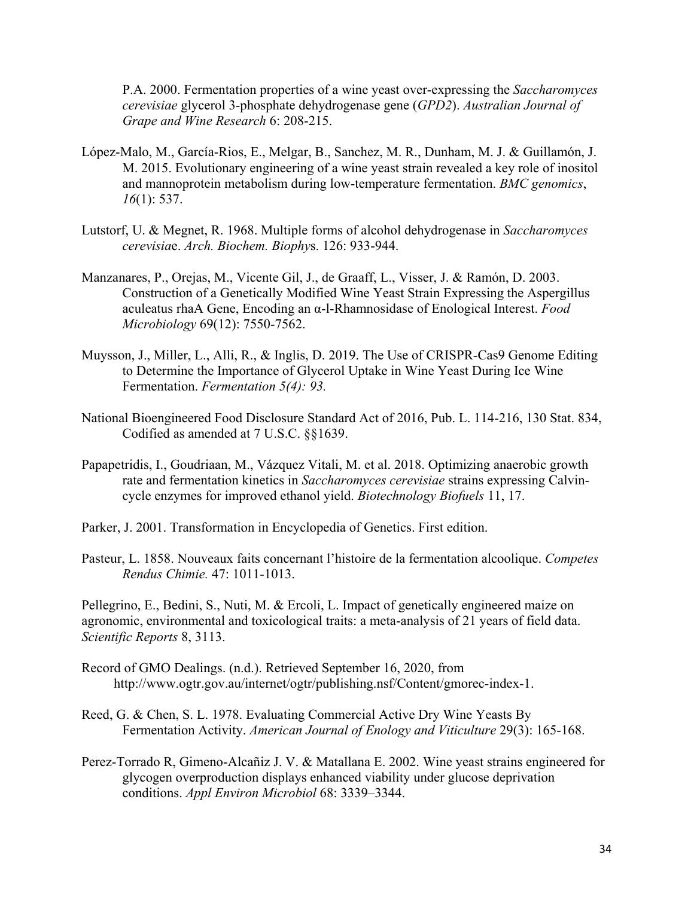P.A. 2000. Fermentation properties of a wine yeast over-expressing the *Saccharomyces cerevisiae* glycerol 3-phosphate dehydrogenase gene (*GPD2*). *Australian Journal of Grape and Wine Research* 6: 208-215.

López-Malo, M., García-Rios, E., Melgar, B., Sanchez, M. R., Dunham, M. J. & Guillamón, J. M. 2015. Evolutionary engineering of a wine yeast strain revealed a key role of inositol and mannoprotein metabolism during low-temperature fermentation. *BMC genomics*, *16*(1): 537.

Lutstorf, U. & Megnet, R. 1968. Multiple forms of alcohol dehydrogenase in *Saccharomyces cerevisia*e. *Arch. Biochem. Biophy*s. 126: 933-944.

Manzanares, P., Orejas, M., Vicente Gil, J., de Graaff, L., Visser, J. & Ramón, D. 2003. Construction of a Genetically Modified Wine Yeast Strain Expressing the Aspergillus aculeatus rhaA Gene, Encoding an α-l-Rhamnosidase of Enological Interest. *Food Microbiology* 69(12): 7550-7562.

Muysson, J., Miller, L., Alli, R., & Inglis, D. 2019. The Use of CRISPR-Cas9 Genome Editing to Determine the Importance of Glycerol Uptake in Wine Yeast During Ice Wine Fermentation. *Fermentation 5(4): 93.*

National Bioengineered Food Disclosure Standard Act of 2016, Pub. L. 114-216, 130 Stat. 834, Codified as amended at 7 U.S.C. §§1639.

Papapetridis, I., Goudriaan, M., Vázquez Vitali, M. et al. 2018. Optimizing anaerobic growth rate and fermentation kinetics in *Saccharomyces cerevisiae* strains expressing Calvin-cycle enzymes for improved ethanol yield. *Biotechnology Biofuels* 11, 17.

Parker, J. 2001. Transformation in Encyclopedia of Genetics. First edition.

Pasteur, L. 1858. Nouveaux faits concernant l'histoire de la fermentation alcoolique. *Competes Rendus Chimie.* 47: 1011-1013.

Pellegrino, E., Bedini, S., Nuti, M. & Ercoli, L. Impact of genetically engineered maize on agronomic, environmental and toxicological traits: a meta-analysis of 21 years of field data. *Scientific Reports* 8, 3113.

Record of GMO Dealings. (n.d.). Retrieved September 16, 2020, from http://www.ogtr.gov.au/internet/ogtr/publishing.nsf/Content/gmorec-index-1.

Reed, G. & Chen, S. L. 1978. Evaluating Commercial Active Dry Wine Yeasts By Fermentation Activity. *American Journal of Enology and Viticulture* 29(3): 165-168.

Perez-Torrado R, Gimeno-Alcañiz J. V. & Matallana E. 2002. Wine yeast strains engineered for glycogen overproduction displays enhanced viability under glucose deprivation conditions. *Appl Environ Microbiol* 68: 3339–3344.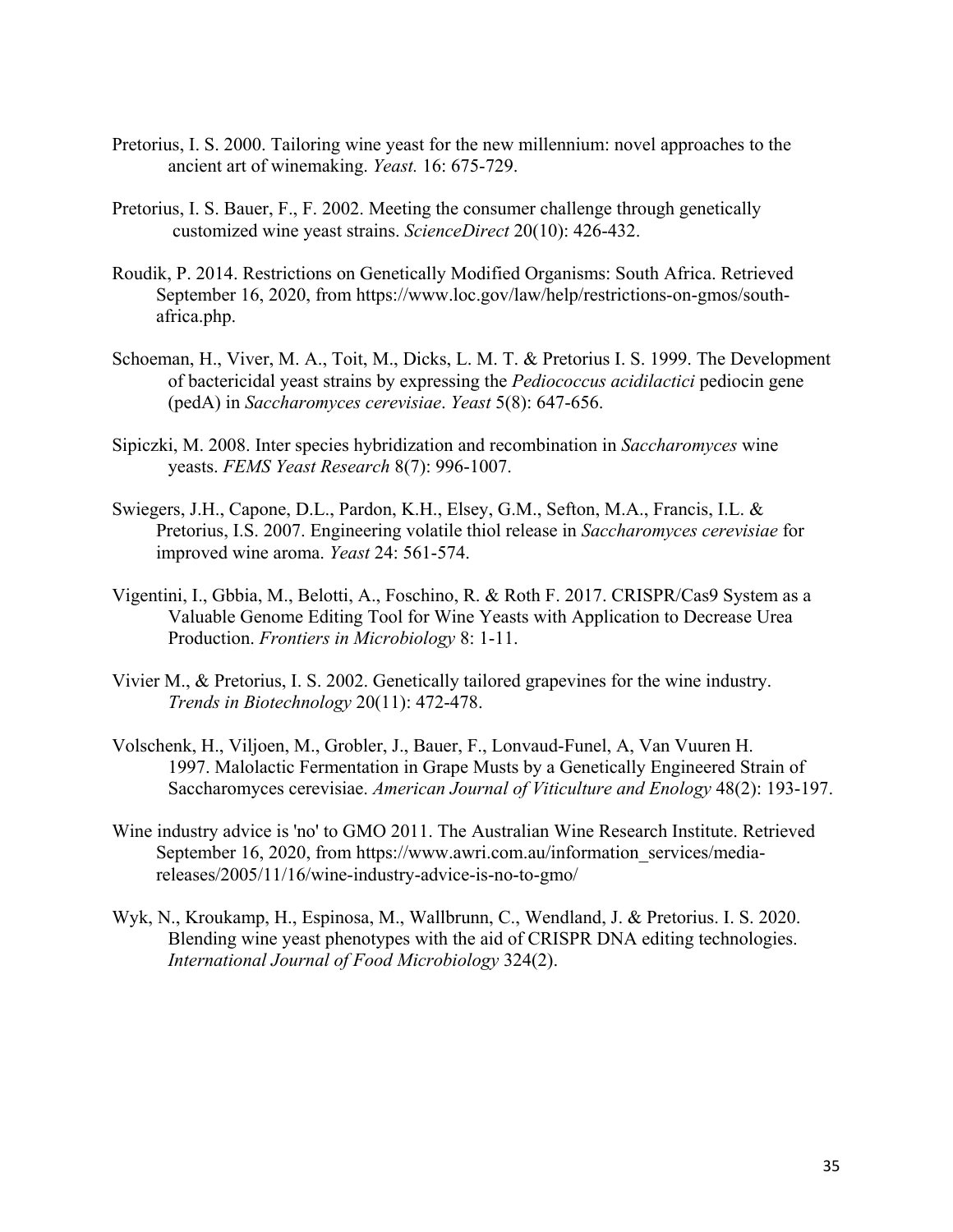Pretorius, I. S. 2000. Tailoring wine yeast for the new millennium: novel approaches to the ancient art of winemaking. *Yeast.* 16: 675-729.

Pretorius, I. S. Bauer, F., F. 2002. Meeting the consumer challenge through genetically customized wine yeast strains. *ScienceDirect* 20(10): 426-432.

Roudik, P. 2014. Restrictions on Genetically Modified Organisms: South Africa. Retrieved September 16, 2020, from https://www.loc.gov/law/help/restrictions-on-gmos/south-africa.php.

Schoeman, H., Viver, M. A., Toit, M., Dicks, L. M. T. & Pretorius I. S. 1999. The Development of bactericidal yeast strains by expressing the *Pediococcus acidilactici* pediocin gene (pedA) in *Saccharomyces cerevisiae*. *Yeast* 5(8): 647-656.

Sipiczki, M. 2008. Inter species hybridization and recombination in *Saccharomyces* wine yeasts. *FEMS Yeast Research* 8(7): 996-1007.

Swiegers, J.H., Capone, D.L., Pardon, K.H., Elsey, G.M., Sefton, M.A., Francis, I.L. & Pretorius, I.S. 2007. Engineering volatile thiol release in *Saccharomyces cerevisiae* for improved wine aroma. *Yeast* 24: 561-574.

Vigentini, I., Gbbia, M., Belotti, A., Foschino, R. & Roth F. 2017. CRISPR/Cas9 System as a Valuable Genome Editing Tool for Wine Yeasts with Application to Decrease Urea Production. *Frontiers in Microbiology* 8: 1-11.

Vivier M., & Pretorius, I. S. 2002. Genetically tailored grapevines for the wine industry. *Trends in Biotechnology* 20(11): 472-478.

Volschenk, H., Viljoen, M., Grobler, J., Bauer, F., Lonvaud-Funel, A, Van Vuuren H. 1997. Malolactic Fermentation in Grape Musts by a Genetically Engineered Strain of Saccharomyces cerevisiae. *American Journal of Viticulture and Enology* 48(2): 193-197.

Wine industry advice is 'no' to GMO 2011. The Australian Wine Research Institute. Retrieved September 16, 2020, from https://www.awri.com.au/information_services/media-releases/2005/11/16/wine-industry-advice-is-no-to-gmo/

Wyk, N., Kroukamp, H., Espinosa, M., Wallbrunn, C., Wendland, J. & Pretorius. I. S. 2020. Blending wine yeast phenotypes with the aid of CRISPR DNA editing technologies. *International Journal of Food Microbiology* 324(2).